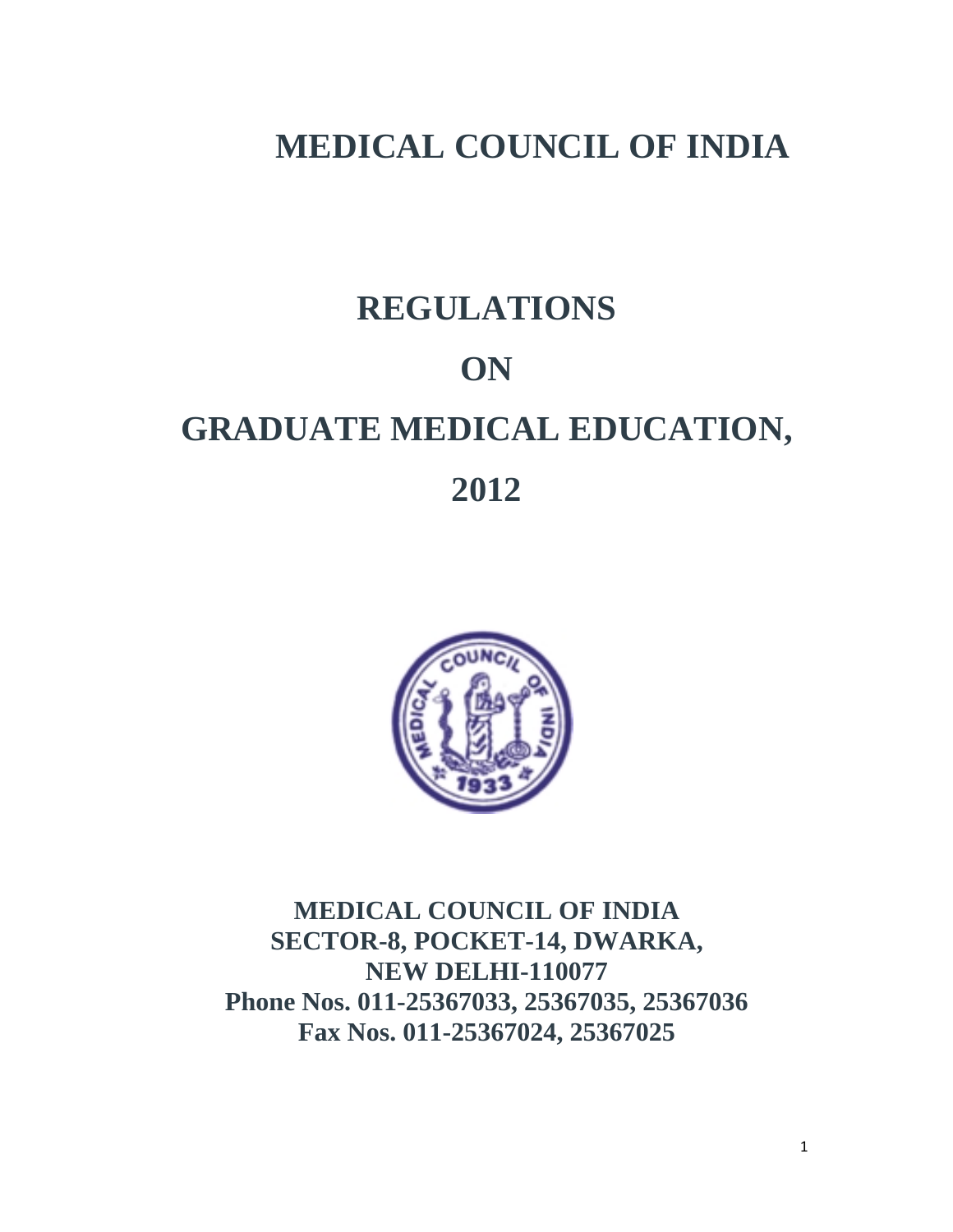# MEDICAL COUNCIL OF INDIA

# REGULATIONS

# ON

# GRADUATE MEDICAL EDUCATION,

# 2012

**MEDICAL COUNCIL OF INDIA**
**SECTOR-8, POCKET-14, DWARKA,**
**NEW DELHI-110077**
**Phone Nos. 011-25367033, 25367035, 25367036**
**Fax Nos. 011-25367024, 25367025**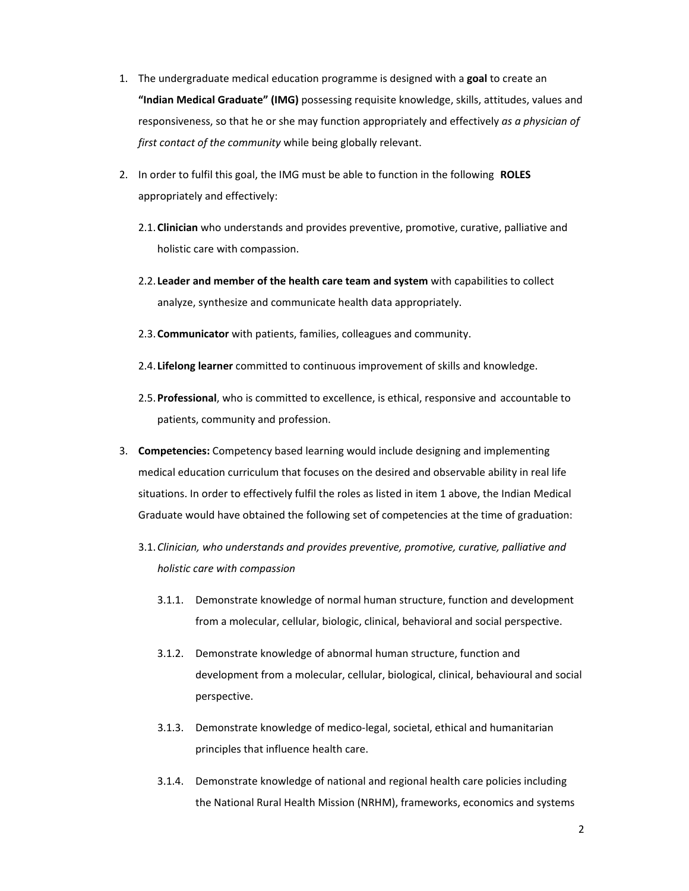1. The undergraduate medical education programme is designed with a **goal** to create an **"Indian Medical Graduate" (IMG)** possessing requisite knowledge, skills, attitudes, values and responsiveness, so that he or she may function appropriately and effectively *as a physician of first contact of the community* while being globally relevant.

2. In order to fulfil this goal, the IMG must be able to function in the following **ROLES** appropriately and effectively:

   2.1. **Clinician** who understands and provides preventive, promotive, curative, palliative and holistic care with compassion.

   2.2. **Leader and member of the health care team and system** with capabilities to collect analyze, synthesize and communicate health data appropriately.

   2.3. **Communicator** with patients, families, colleagues and community.

   2.4. **Lifelong learner** committed to continuous improvement of skills and knowledge.

   2.5. **Professional**, who is committed to excellence, is ethical, responsive and accountable to patients, community and profession.

3. **Competencies:** Competency based learning would include designing and implementing medical education curriculum that focuses on the desired and observable ability in real life situations. In order to effectively fulfil the roles as listed in item 1 above, the Indian Medical Graduate would have obtained the following set of competencies at the time of graduation:

   3.1. *Clinician, who understands and provides preventive, promotive, curative, palliative and holistic care with compassion*

      3.1.1. Demonstrate knowledge of normal human structure, function and development from a molecular, cellular, biologic, clinical, behavioral and social perspective.

      3.1.2. Demonstrate knowledge of abnormal human structure, function and development from a molecular, cellular, biological, clinical, behavioural and social perspective.

      3.1.3. Demonstrate knowledge of medico-legal, societal, ethical and humanitarian principles that influence health care.

      3.1.4. Demonstrate knowledge of national and regional health care policies including the National Rural Health Mission (NRHM), frameworks, economics and systems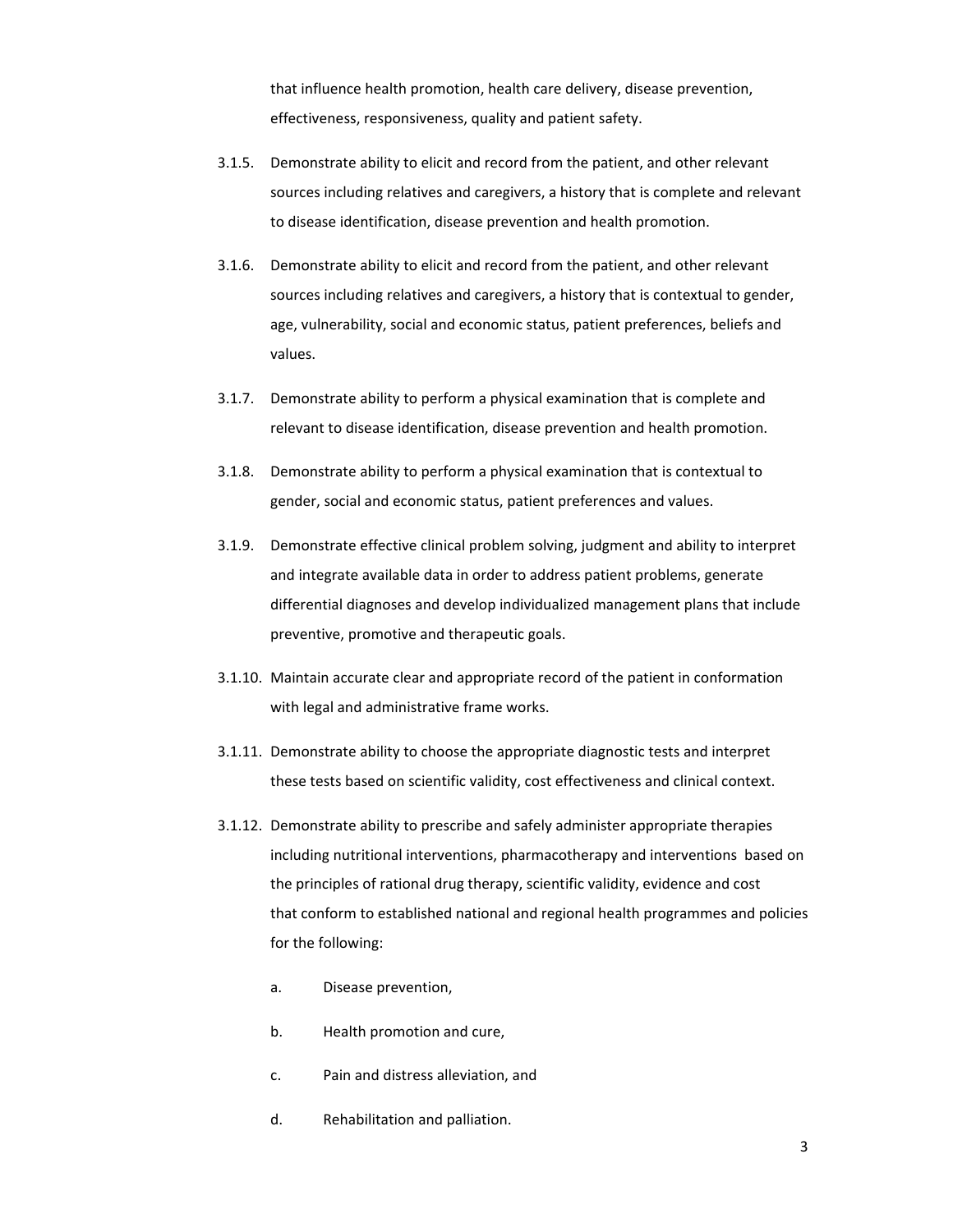that influence health promotion, health care delivery, disease prevention, effectiveness, responsiveness, quality and patient safety.

3.1.5. Demonstrate ability to elicit and record from the patient, and other relevant sources including relatives and caregivers, a history that is complete and relevant to disease identification, disease prevention and health promotion.

3.1.6. Demonstrate ability to elicit and record from the patient, and other relevant sources including relatives and caregivers, a history that is contextual to gender, age, vulnerability, social and economic status, patient preferences, beliefs and values.

3.1.7. Demonstrate ability to perform a physical examination that is complete and relevant to disease identification, disease prevention and health promotion.

3.1.8. Demonstrate ability to perform a physical examination that is contextual to gender, social and economic status, patient preferences and values.

3.1.9. Demonstrate effective clinical problem solving, judgment and ability to interpret and integrate available data in order to address patient problems, generate differential diagnoses and develop individualized management plans that include preventive, promotive and therapeutic goals.

3.1.10. Maintain accurate clear and appropriate record of the patient in conformation with legal and administrative frame works.

3.1.11. Demonstrate ability to choose the appropriate diagnostic tests and interpret these tests based on scientific validity, cost effectiveness and clinical context.

3.1.12. Demonstrate ability to prescribe and safely administer appropriate therapies including nutritional interventions, pharmacotherapy and interventions based on the principles of rational drug therapy, scientific validity, evidence and cost that conform to established national and regional health programmes and policies for the following:

a. Disease prevention,

b. Health promotion and cure,

c. Pain and distress alleviation, and

d. Rehabilitation and palliation.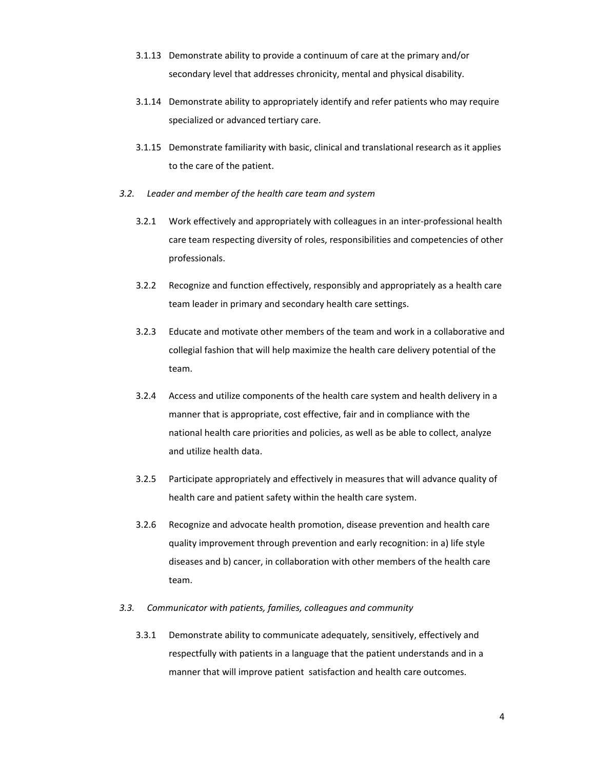3.1.13 Demonstrate ability to provide a continuum of care at the primary and/or secondary level that addresses chronicity, mental and physical disability.

3.1.14 Demonstrate ability to appropriately identify and refer patients who may require specialized or advanced tertiary care.

3.1.15 Demonstrate familiarity with basic, clinical and translational research as it applies to the care of the patient.

*3.2. Leader and member of the health care team and system*

3.2.1 Work effectively and appropriately with colleagues in an inter-professional health care team respecting diversity of roles, responsibilities and competencies of other professionals.

3.2.2 Recognize and function effectively, responsibly and appropriately as a health care team leader in primary and secondary health care settings.

3.2.3 Educate and motivate other members of the team and work in a collaborative and collegial fashion that will help maximize the health care delivery potential of the team.

3.2.4 Access and utilize components of the health care system and health delivery in a manner that is appropriate, cost effective, fair and in compliance with the national health care priorities and policies, as well as be able to collect, analyze and utilize health data.

3.2.5 Participate appropriately and effectively in measures that will advance quality of health care and patient safety within the health care system.

3.2.6 Recognize and advocate health promotion, disease prevention and health care quality improvement through prevention and early recognition: in a) life style diseases and b) cancer, in collaboration with other members of the health care team.

*3.3. Communicator with patients, families, colleagues and community*

3.3.1 Demonstrate ability to communicate adequately, sensitively, effectively and respectfully with patients in a language that the patient understands and in a manner that will improve patient satisfaction and health care outcomes.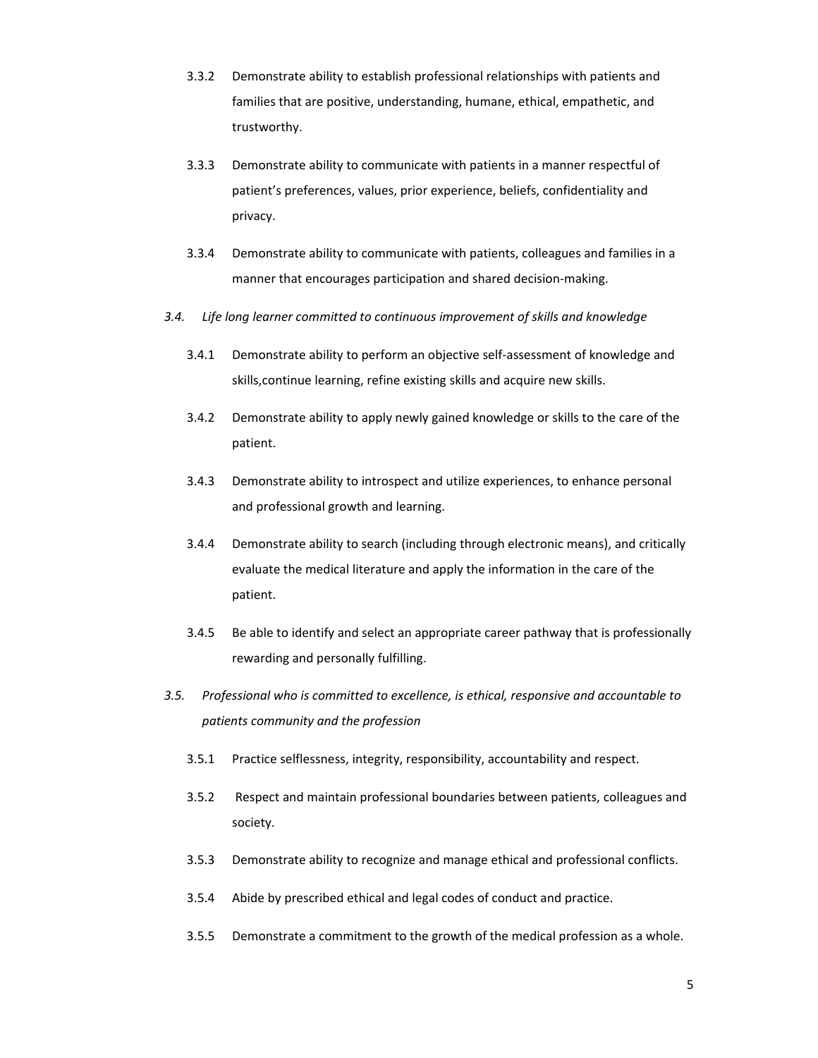3.3.2 Demonstrate ability to establish professional relationships with patients and families that are positive, understanding, humane, ethical, empathetic, and trustworthy.

3.3.3 Demonstrate ability to communicate with patients in a manner respectful of patient's preferences, values, prior experience, beliefs, confidentiality and privacy.

3.3.4 Demonstrate ability to communicate with patients, colleagues and families in a manner that encourages participation and shared decision-making.

*3.4. Life long learner committed to continuous improvement of skills and knowledge*

3.4.1 Demonstrate ability to perform an objective self-assessment of knowledge and skills,continue learning, refine existing skills and acquire new skills.

3.4.2 Demonstrate ability to apply newly gained knowledge or skills to the care of the patient.

3.4.3 Demonstrate ability to introspect and utilize experiences, to enhance personal and professional growth and learning.

3.4.4 Demonstrate ability to search (including through electronic means), and critically evaluate the medical literature and apply the information in the care of the patient.

3.4.5 Be able to identify and select an appropriate career pathway that is professionally rewarding and personally fulfilling.

*3.5. Professional who is committed to excellence, is ethical, responsive and accountable to patients community and the profession*

3.5.1 Practice selflessness, integrity, responsibility, accountability and respect.

3.5.2 Respect and maintain professional boundaries between patients, colleagues and society.

3.5.3 Demonstrate ability to recognize and manage ethical and professional conflicts.

3.5.4 Abide by prescribed ethical and legal codes of conduct and practice.

3.5.5 Demonstrate a commitment to the growth of the medical profession as a whole.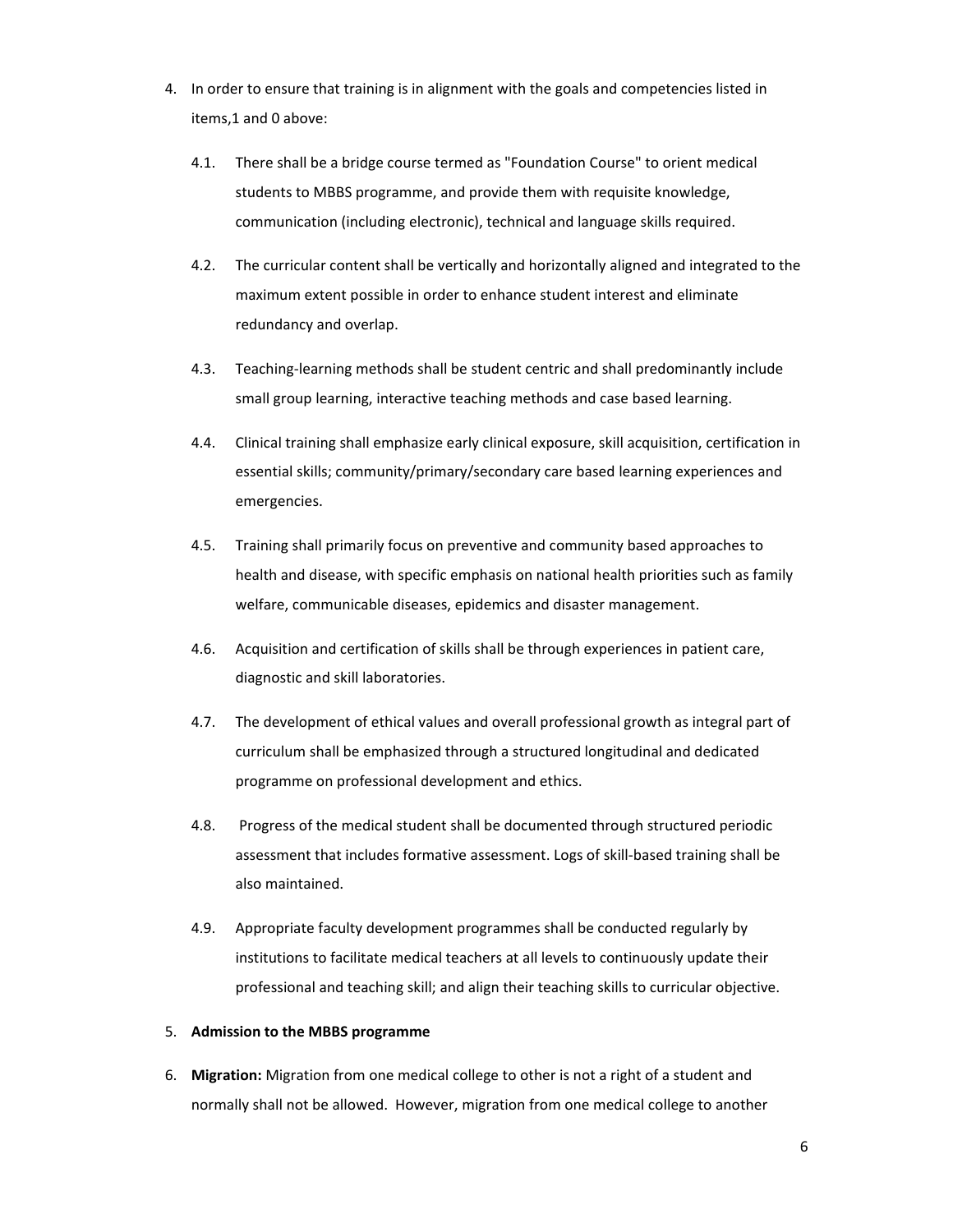4. In order to ensure that training is in alignment with the goals and competencies listed in items,1 and 0 above:

   4.1. There shall be a bridge course termed as "Foundation Course" to orient medical students to MBBS programme, and provide them with requisite knowledge, communication (including electronic), technical and language skills required.

   4.2. The curricular content shall be vertically and horizontally aligned and integrated to the maximum extent possible in order to enhance student interest and eliminate redundancy and overlap.

   4.3. Teaching-learning methods shall be student centric and shall predominantly include small group learning, interactive teaching methods and case based learning.

   4.4. Clinical training shall emphasize early clinical exposure, skill acquisition, certification in essential skills; community/primary/secondary care based learning experiences and emergencies.

   4.5. Training shall primarily focus on preventive and community based approaches to health and disease, with specific emphasis on national health priorities such as family welfare, communicable diseases, epidemics and disaster management.

   4.6. Acquisition and certification of skills shall be through experiences in patient care, diagnostic and skill laboratories.

   4.7. The development of ethical values and overall professional growth as integral part of curriculum shall be emphasized through a structured longitudinal and dedicated programme on professional development and ethics.

   4.8. Progress of the medical student shall be documented through structured periodic assessment that includes formative assessment. Logs of skill-based training shall be also maintained.

   4.9. Appropriate faculty development programmes shall be conducted regularly by institutions to facilitate medical teachers at all levels to continuously update their professional and teaching skill; and align their teaching skills to curricular objective.

5. **Admission to the MBBS programme**

6. **Migration:** Migration from one medical college to other is not a right of a student and normally shall not be allowed. However, migration from one medical college to another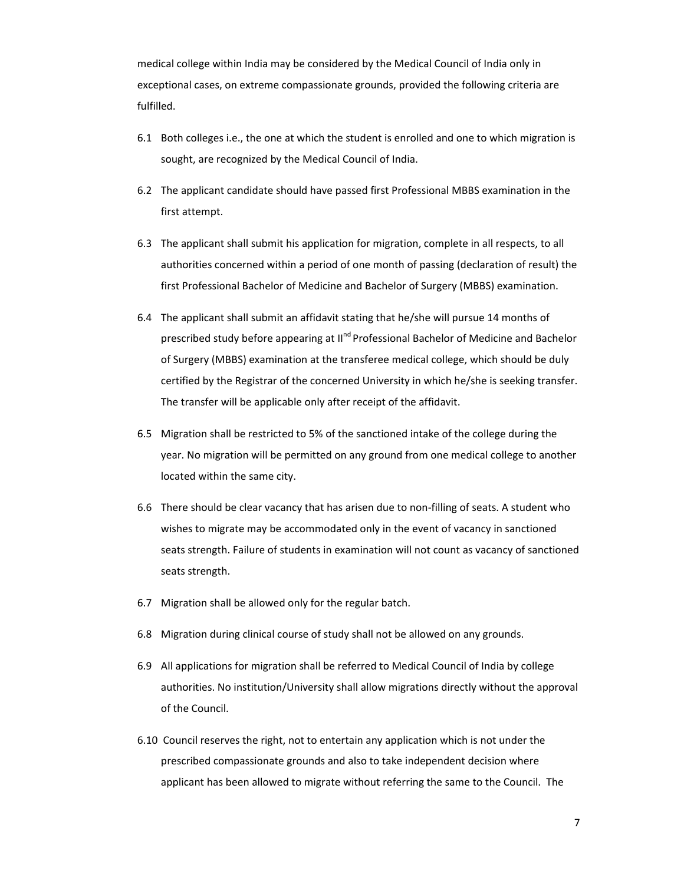medical college within India may be considered by the Medical Council of India only in exceptional cases, on extreme compassionate grounds, provided the following criteria are fulfilled.

6.1 Both colleges i.e., the one at which the student is enrolled and one to which migration is sought, are recognized by the Medical Council of India.

6.2 The applicant candidate should have passed first Professional MBBS examination in the first attempt.

6.3 The applicant shall submit his application for migration, complete in all respects, to all authorities concerned within a period of one month of passing (declaration of result) the first Professional Bachelor of Medicine and Bachelor of Surgery (MBBS) examination.

6.4 The applicant shall submit an affidavit stating that he/she will pursue 14 months of prescribed study before appearing at IInd Professional Bachelor of Medicine and Bachelor of Surgery (MBBS) examination at the transferee medical college, which should be duly certified by the Registrar of the concerned University in which he/she is seeking transfer. The transfer will be applicable only after receipt of the affidavit.

6.5 Migration shall be restricted to 5% of the sanctioned intake of the college during the year. No migration will be permitted on any ground from one medical college to another located within the same city.

6.6 There should be clear vacancy that has arisen due to non-filling of seats. A student who wishes to migrate may be accommodated only in the event of vacancy in sanctioned seats strength. Failure of students in examination will not count as vacancy of sanctioned seats strength.

6.7 Migration shall be allowed only for the regular batch.

6.8 Migration during clinical course of study shall not be allowed on any grounds.

6.9 All applications for migration shall be referred to Medical Council of India by college authorities. No institution/University shall allow migrations directly without the approval of the Council.

6.10 Council reserves the right, not to entertain any application which is not under the prescribed compassionate grounds and also to take independent decision where applicant has been allowed to migrate without referring the same to the Council. The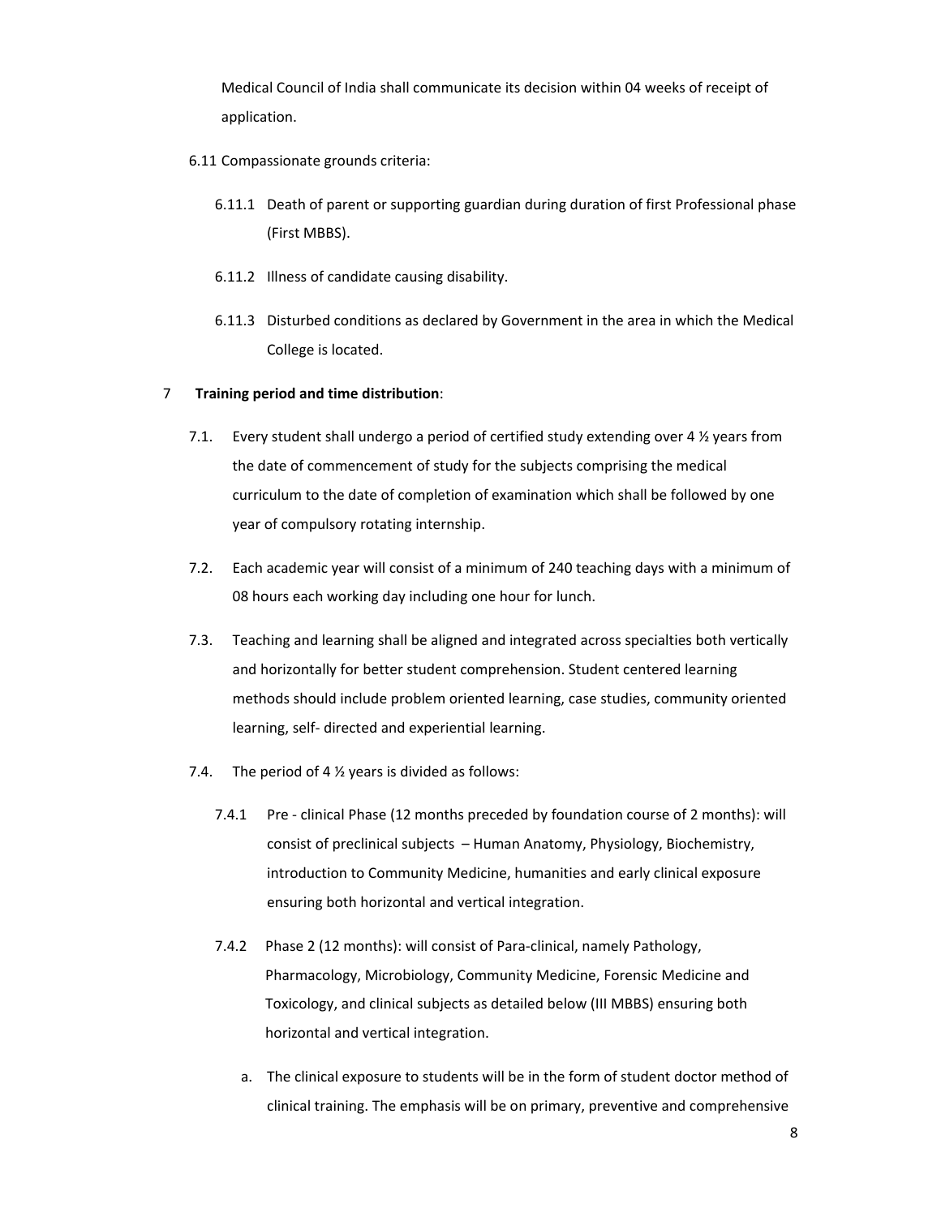Medical Council of India shall communicate its decision within 04 weeks of receipt of application.

6.11 Compassionate grounds criteria:

6.11.1 Death of parent or supporting guardian during duration of first Professional phase (First MBBS).

6.11.2 Illness of candidate causing disability.

6.11.3 Disturbed conditions as declared by Government in the area in which the Medical College is located.

## 7 **Training period and time distribution**:

7.1. Every student shall undergo a period of certified study extending over 4 ½ years from the date of commencement of study for the subjects comprising the medical curriculum to the date of completion of examination which shall be followed by one year of compulsory rotating internship.

7.2. Each academic year will consist of a minimum of 240 teaching days with a minimum of 08 hours each working day including one hour for lunch.

7.3. Teaching and learning shall be aligned and integrated across specialties both vertically and horizontally for better student comprehension. Student centered learning methods should include problem oriented learning, case studies, community oriented learning, self- directed and experiential learning.

7.4. The period of 4 ½ years is divided as follows:

7.4.1 Pre - clinical Phase (12 months preceded by foundation course of 2 months): will consist of preclinical subjects – Human Anatomy, Physiology, Biochemistry, introduction to Community Medicine, humanities and early clinical exposure ensuring both horizontal and vertical integration.

7.4.2 Phase 2 (12 months): will consist of Para-clinical, namely Pathology, Pharmacology, Microbiology, Community Medicine, Forensic Medicine and Toxicology, and clinical subjects as detailed below (III MBBS) ensuring both horizontal and vertical integration.

a. The clinical exposure to students will be in the form of student doctor method of clinical training. The emphasis will be on primary, preventive and comprehensive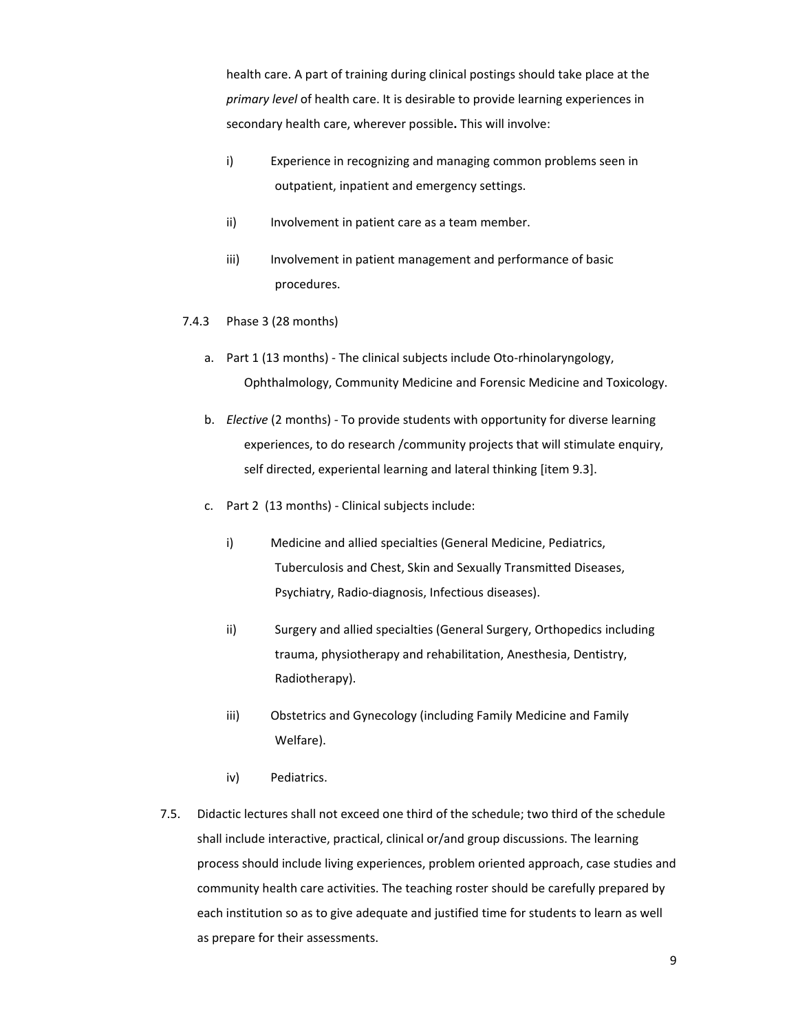health care. A part of training during clinical postings should take place at the *primary level* of health care. It is desirable to provide learning experiences in secondary health care, wherever possible**.** This will involve:

i) Experience in recognizing and managing common problems seen in outpatient, inpatient and emergency settings.

ii) Involvement in patient care as a team member.

iii) Involvement in patient management and performance of basic procedures.

7.4.3 Phase 3 (28 months)

a. Part 1 (13 months) - The clinical subjects include Oto-rhinolaryngology, Ophthalmology, Community Medicine and Forensic Medicine and Toxicology.

b. *Elective* (2 months) - To provide students with opportunity for diverse learning experiences, to do research /community projects that will stimulate enquiry, self directed, experiental learning and lateral thinking [item 9.3].

c. Part 2 (13 months) - Clinical subjects include:

i) Medicine and allied specialties (General Medicine, Pediatrics, Tuberculosis and Chest, Skin and Sexually Transmitted Diseases, Psychiatry, Radio-diagnosis, Infectious diseases).

ii) Surgery and allied specialties (General Surgery, Orthopedics including trauma, physiotherapy and rehabilitation, Anesthesia, Dentistry, Radiotherapy).

iii) Obstetrics and Gynecology (including Family Medicine and Family Welfare).

iv) Pediatrics.

7.5. Didactic lectures shall not exceed one third of the schedule; two third of the schedule shall include interactive, practical, clinical or/and group discussions. The learning process should include living experiences, problem oriented approach, case studies and community health care activities. The teaching roster should be carefully prepared by each institution so as to give adequate and justified time for students to learn as well as prepare for their assessments.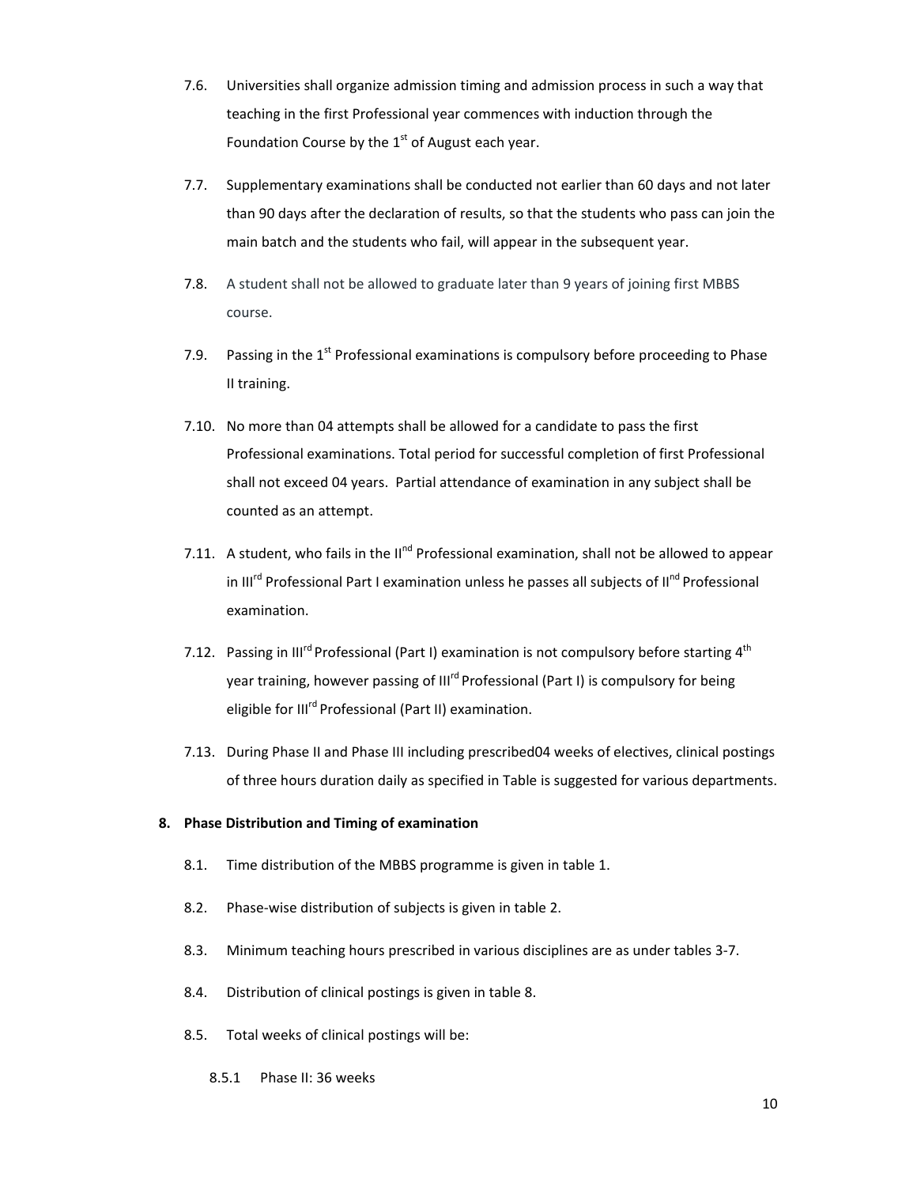7.6. Universities shall organize admission timing and admission process in such a way that teaching in the first Professional year commences with induction through the Foundation Course by the 1st of August each year.

7.7. Supplementary examinations shall be conducted not earlier than 60 days and not later than 90 days after the declaration of results, so that the students who pass can join the main batch and the students who fail, will appear in the subsequent year.

7.8. A student shall not be allowed to graduate later than 9 years of joining first MBBS course.

7.9. Passing in the 1st Professional examinations is compulsory before proceeding to Phase II training.

7.10. No more than 04 attempts shall be allowed for a candidate to pass the first Professional examinations. Total period for successful completion of first Professional shall not exceed 04 years. Partial attendance of examination in any subject shall be counted as an attempt.

7.11. A student, who fails in the IInd Professional examination, shall not be allowed to appear in IIIrd Professional Part I examination unless he passes all subjects of IInd Professional examination.

7.12. Passing in IIIrd Professional (Part I) examination is not compulsory before starting 4th year training, however passing of IIIrd Professional (Part I) is compulsory for being eligible for IIIrd Professional (Part II) examination.

7.13. During Phase II and Phase III including prescribed04 weeks of electives, clinical postings of three hours duration daily as specified in Table is suggested for various departments.

**8. Phase Distribution and Timing of examination**

8.1. Time distribution of the MBBS programme is given in table 1.

8.2. Phase-wise distribution of subjects is given in table 2.

8.3. Minimum teaching hours prescribed in various disciplines are as under tables 3-7.

8.4. Distribution of clinical postings is given in table 8.

8.5. Total weeks of clinical postings will be:

8.5.1 Phase II: 36 weeks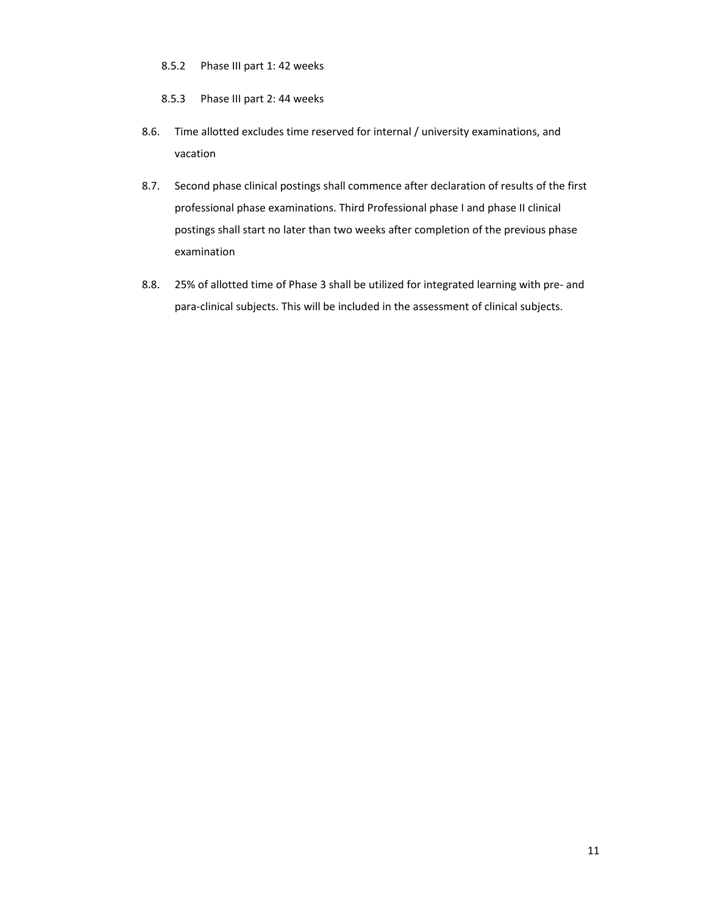8.5.2 Phase III part 1: 42 weeks

8.5.3 Phase III part 2: 44 weeks

8.6. Time allotted excludes time reserved for internal / university examinations, and vacation

8.7. Second phase clinical postings shall commence after declaration of results of the first professional phase examinations. Third Professional phase I and phase II clinical postings shall start no later than two weeks after completion of the previous phase examination

8.8. 25% of allotted time of Phase 3 shall be utilized for integrated learning with pre- and para-clinical subjects. This will be included in the assessment of clinical subjects.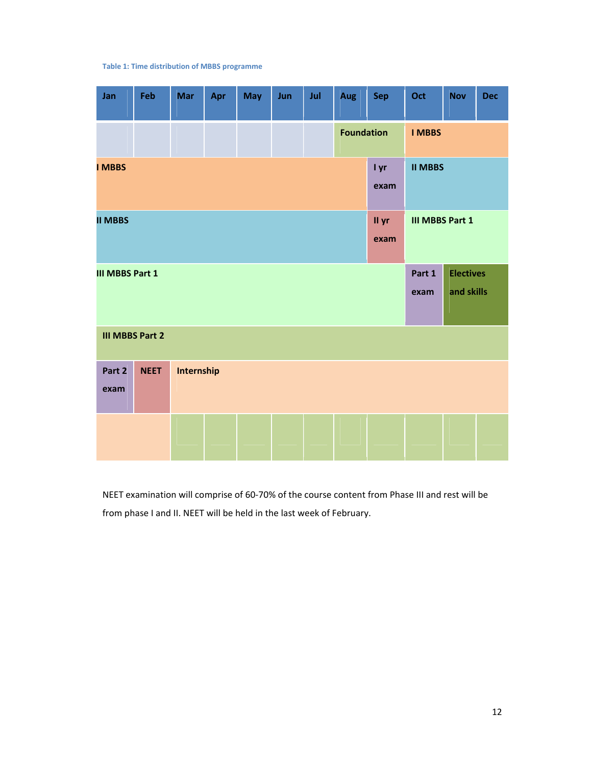**Table 1: Time distribution of MBBS programme**

| Jan | Feb | Mar | Apr | May | Jun | Jul | Aug | Sep | Oct | Nov | Dec |
|---|---|---|---|---|---|---|---|---|---|---|---|
| | | | | | | | Foundation | | I MBBS | | |
| I MBBS | | | | | | | | I yr exam | II MBBS | | |
| II MBBS | | | | | | | | II yr exam | III MBBS Part 1 | | |
| III MBBS Part 1 | | | | | | | | | Part 1 exam | Electives and skills | |
| III MBBS Part 2 | | | | | | | | | | | |
| Part 2 exam | NEET | Internship | | | | | | | | | |
| | | | | | | | | | | | |

NEET examination will comprise of 60-70% of the course content from Phase III and rest will be from phase I and II. NEET will be held in the last week of February.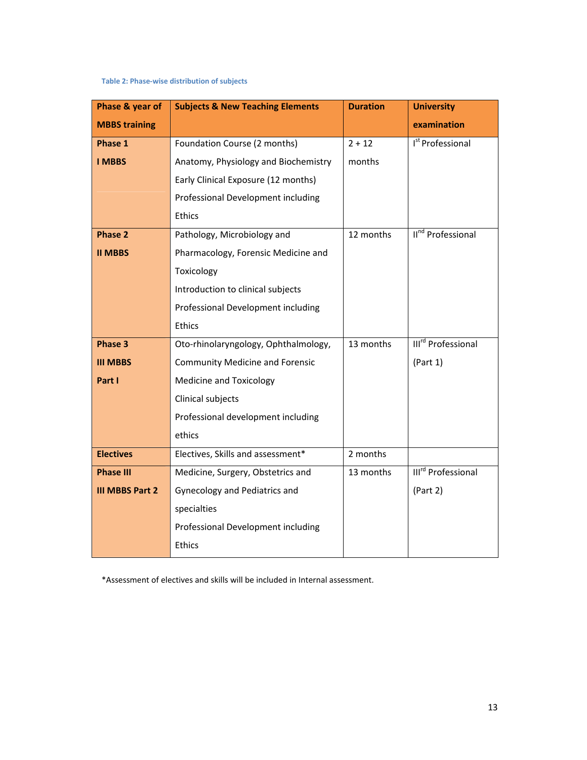Table 2: Phase-wise distribution of subjects

| Phase & year of MBBS training | Subjects & New Teaching Elements | Duration | University examination |
|---|---|---|---|
| **Phase 1**<br>**I MBBS** | Foundation Course (2 months)<br>Anatomy, Physiology and Biochemistry<br>Early Clinical Exposure (12 months)<br>Professional Development including Ethics | 2 + 12 months | I[st] Professional |
| **Phase 2**<br>**II MBBS** | Pathology, Microbiology and Pharmacology, Forensic Medicine and Toxicology<br>Introduction to clinical subjects<br>Professional Development including Ethics | 12 months | II[nd] Professional |
| **Phase 3**<br>**III MBBS**<br>**Part I** | Oto-rhinolaryngology, Ophthalmology, Community Medicine and Forensic Medicine and Toxicology<br>Clinical subjects<br>Professional development including ethics | 13 months | III[rd] Professional (Part 1) |
| **Electives** | Electives, Skills and assessment* | 2 months | |
| **Phase III**<br>**III MBBS Part 2** | Medicine, Surgery, Obstetrics and Gynecology and Pediatrics and specialties<br>Professional Development including Ethics | 13 months | III[rd] Professional (Part 2) |

*Assessment of electives and skills will be included in Internal assessment.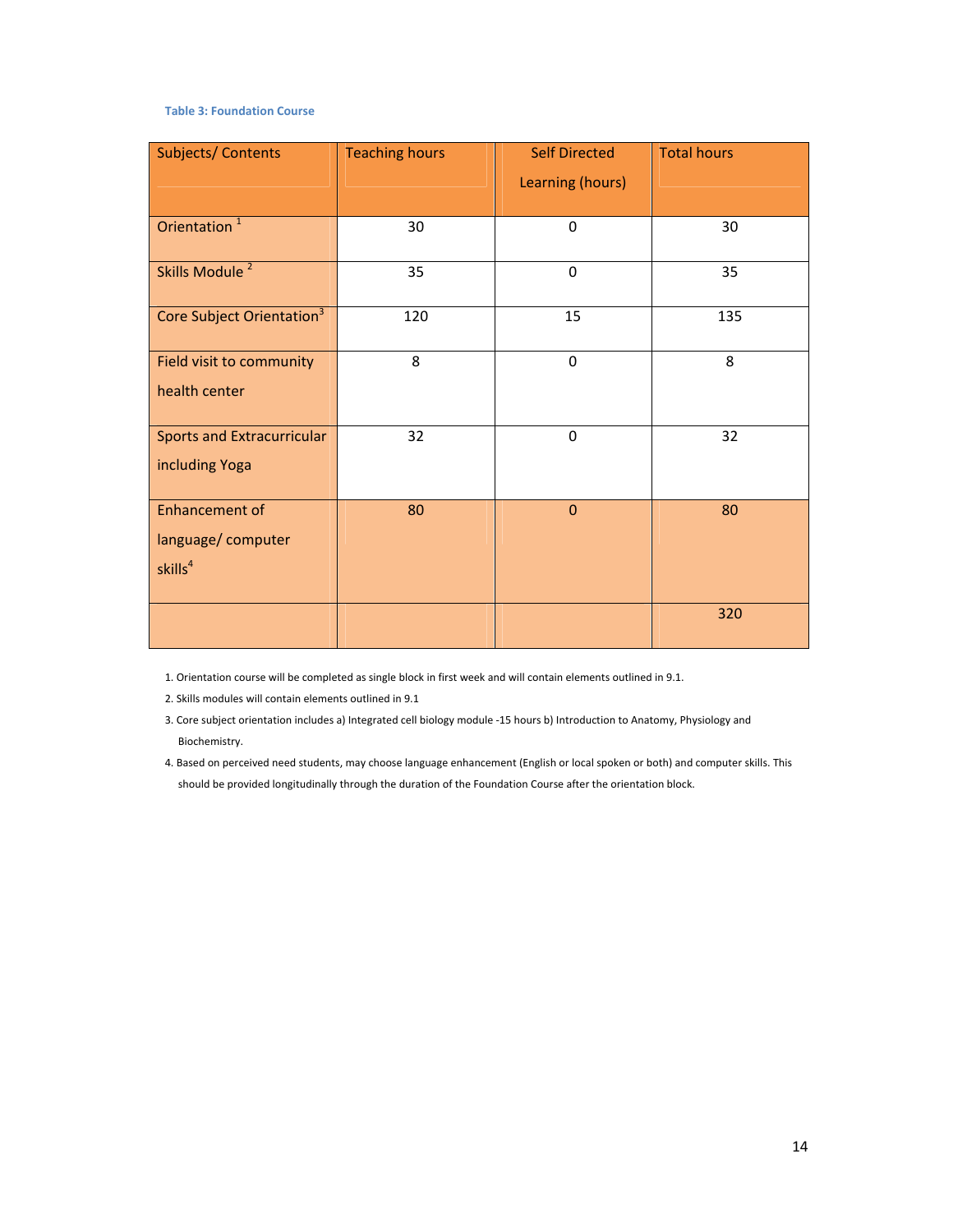**Table 3: Foundation Course**

| Subjects/ Contents | Teaching hours | Self Directed Learning (hours) | Total hours |
|---|---|---|---|
| Orientation [1] | 30 | 0 | 30 |
| Skills Module [2] | 35 | 0 | 35 |
| Core Subject Orientation[3] | 120 | 15 | 135 |
| Field visit to community health center | 8 | 0 | 8 |
| Sports and Extracurricular including Yoga | 32 | 0 | 32 |
| Enhancement of language/ computer skills[4] | 80 | 0 | 80 |
| | | | 320 |

1. Orientation course will be completed as single block in first week and will contain elements outlined in 9.1.
2. Skills modules will contain elements outlined in 9.1
3. Core subject orientation includes a) Integrated cell biology module -15 hours b) Introduction to Anatomy, Physiology and Biochemistry.
4. Based on perceived need students, may choose language enhancement (English or local spoken or both) and computer skills. This should be provided longitudinally through the duration of the Foundation Course after the orientation block.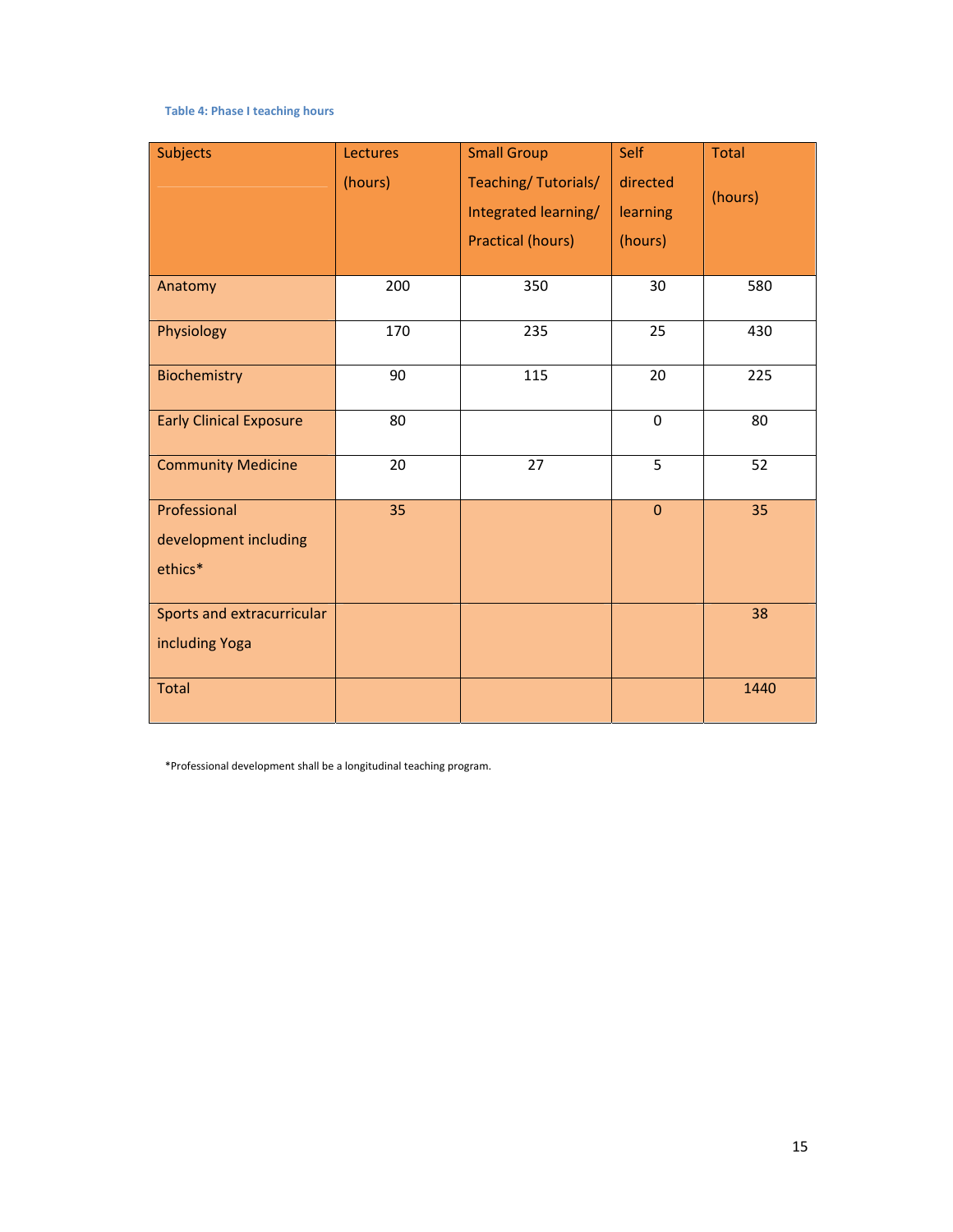**Table 4: Phase I teaching hours**

| Subjects | Lectures (hours) | Small Group Teaching/ Tutorials/ Integrated learning/ Practical (hours) | Self directed learning (hours) | Total (hours) |
|---|---|---|---|---|
| Anatomy | 200 | 350 | 30 | 580 |
| Physiology | 170 | 235 | 25 | 430 |
| Biochemistry | 90 | 115 | 20 | 225 |
| Early Clinical Exposure | 80 | | 0 | 80 |
| Community Medicine | 20 | 27 | 5 | 52 |
| Professional development including ethics* | 35 | | 0 | 35 |
| Sports and extracurricular including Yoga | | | | 38 |
| Total | | | | 1440 |

*Professional development shall be a longitudinal teaching program.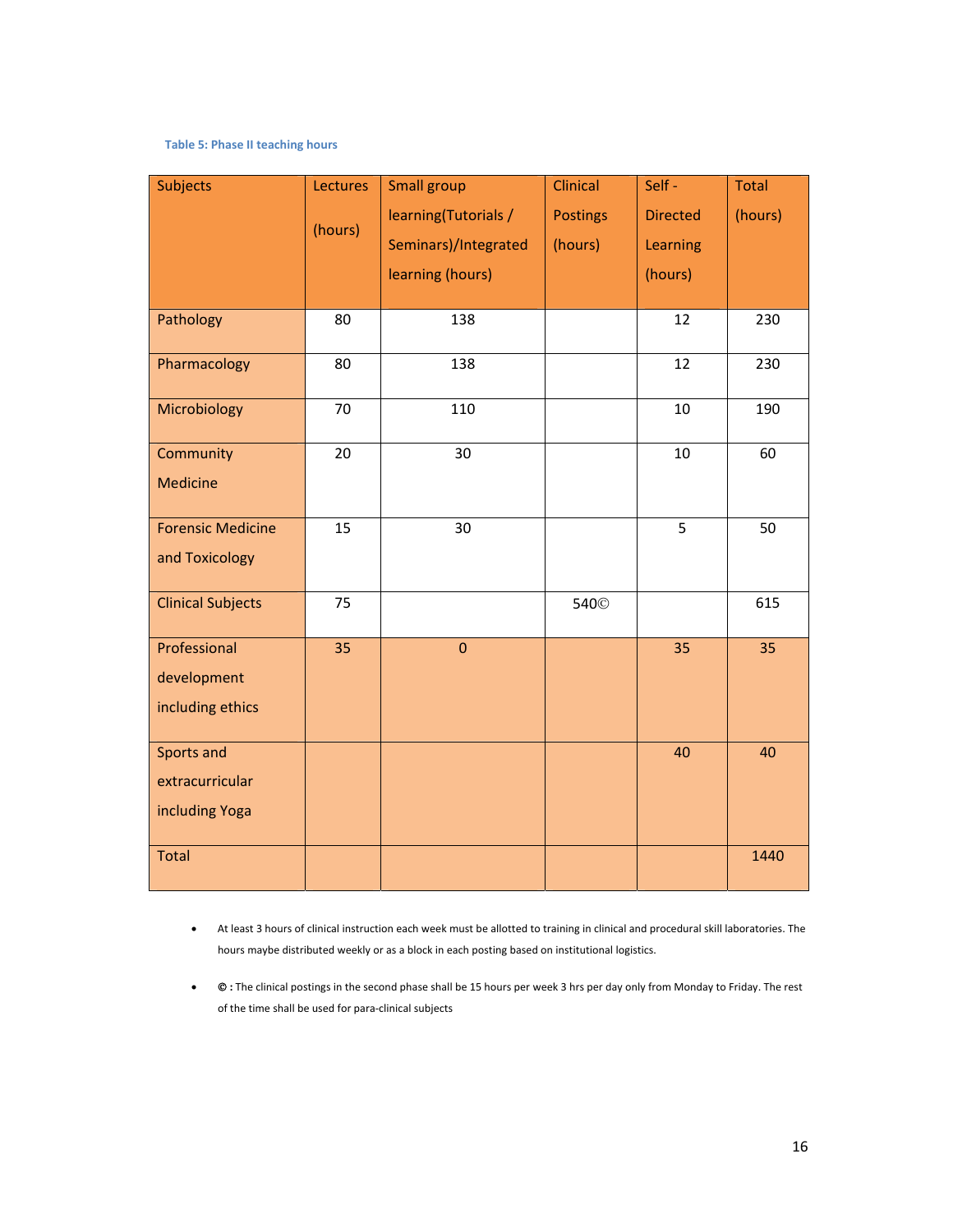**Table 5: Phase II teaching hours**

| Subjects | Lectures (hours) | Small group learning(Tutorials / Seminars)/Integrated learning (hours) | Clinical Postings (hours) | Self - Directed Learning (hours) | Total (hours) |
|---|---|---|---|---|---|
| Pathology | 80 | 138 | | 12 | 230 |
| Pharmacology | 80 | 138 | | 12 | 230 |
| Microbiology | 70 | 110 | | 10 | 190 |
| Community Medicine | 20 | 30 | | 10 | 60 |
| Forensic Medicine and Toxicology | 15 | 30 | | 5 | 50 |
| Clinical Subjects | 75 | | 540© | | 615 |
| Professional development including ethics | 35 | 0 | | 35 | 35 |
| Sports and extracurricular including Yoga | | | | 40 | 40 |
| Total | | | | | 1440 |

- At least 3 hours of clinical instruction each week must be allotted to training in clinical and procedural skill laboratories. The hours maybe distributed weekly or as a block in each posting based on institutional logistics.
- **© :** The clinical postings in the second phase shall be 15 hours per week 3 hrs per day only from Monday to Friday. The rest of the time shall be used for para-clinical subjects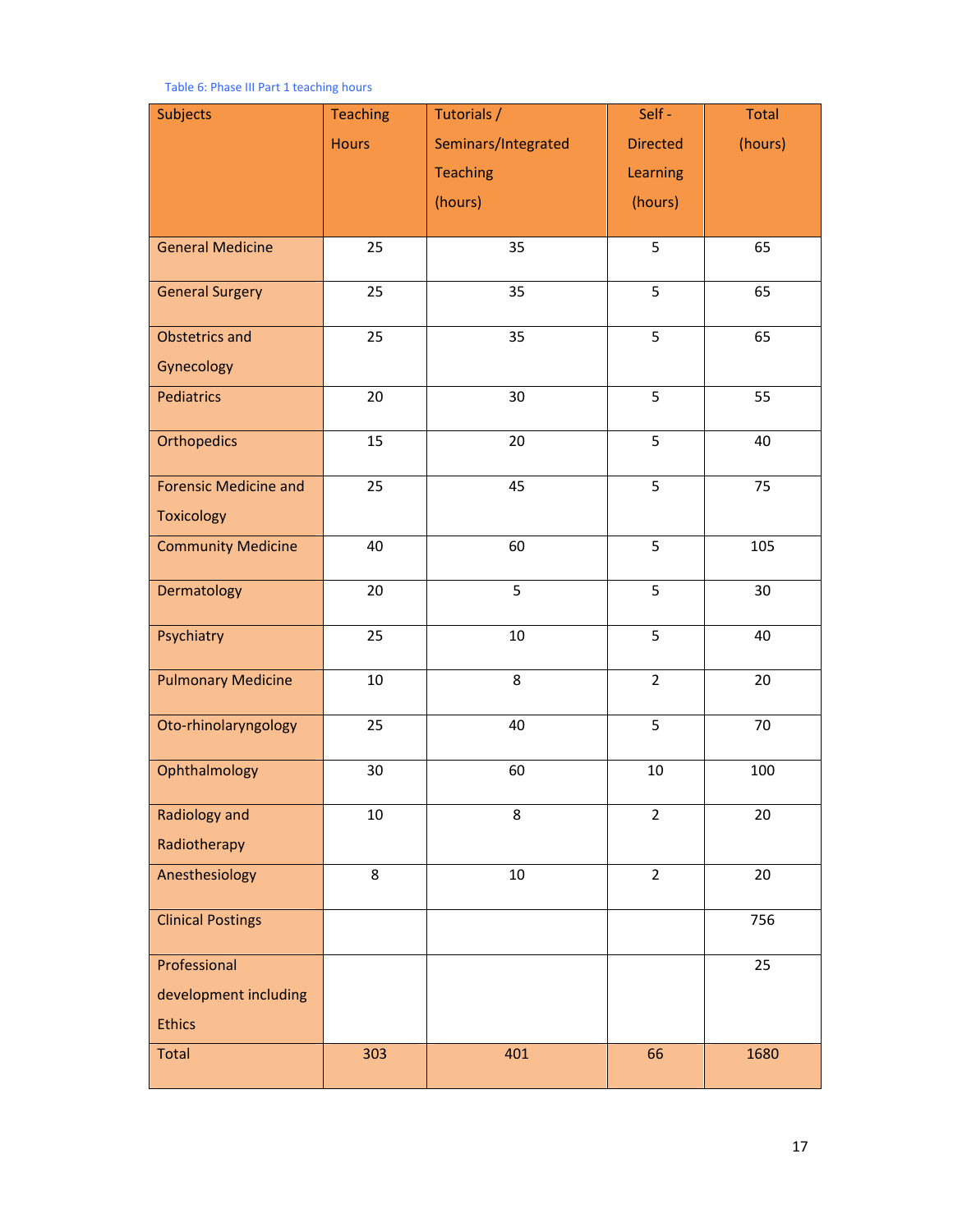Table 6: Phase III Part 1 teaching hours

| Subjects | Teaching Hours | Tutorials / Seminars/Integrated Teaching (hours) | Self - Directed Learning (hours) | Total (hours) |
|---|---|---|---|---|
| General Medicine | 25 | 35 | 5 | 65 |
| General Surgery | 25 | 35 | 5 | 65 |
| Obstetrics and Gynecology | 25 | 35 | 5 | 65 |
| Pediatrics | 20 | 30 | 5 | 55 |
| Orthopedics | 15 | 20 | 5 | 40 |
| Forensic Medicine and Toxicology | 25 | 45 | 5 | 75 |
| Community Medicine | 40 | 60 | 5 | 105 |
| Dermatology | 20 | 5 | 5 | 30 |
| Psychiatry | 25 | 10 | 5 | 40 |
| Pulmonary Medicine | 10 | 8 | 2 | 20 |
| Oto-rhinolaryngology | 25 | 40 | 5 | 70 |
| Ophthalmology | 30 | 60 | 10 | 100 |
| Radiology and Radiotherapy | 10 | 8 | 2 | 20 |
| Anesthesiology | 8 | 10 | 2 | 20 |
| Clinical Postings | | | | 756 |
| Professional development including Ethics | | | | 25 |
| Total | 303 | 401 | 66 | 1680 |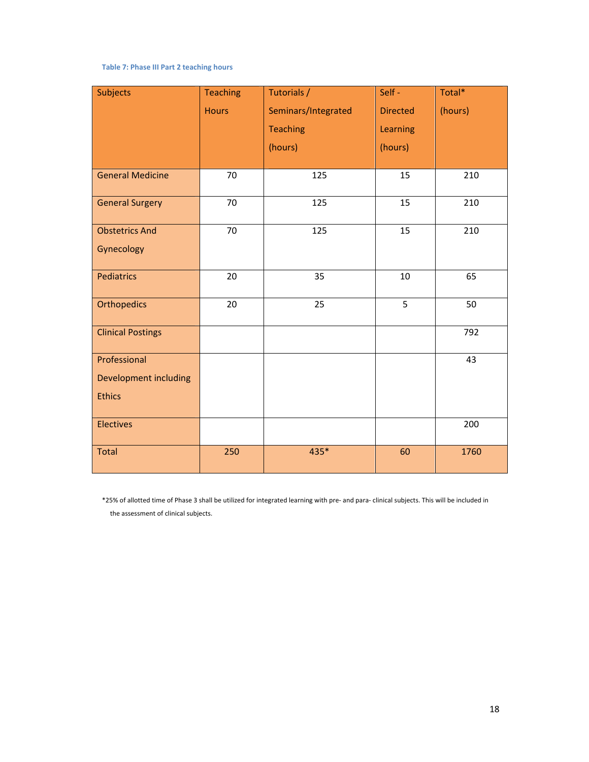Table 7: Phase III Part 2 teaching hours

| Subjects | Teaching Hours | Tutorials / Seminars/Integrated Teaching (hours) | Self - Directed Learning (hours) | Total* (hours) |
|---|---|---|---|---|
| General Medicine | 70 | 125 | 15 | 210 |
| General Surgery | 70 | 125 | 15 | 210 |
| Obstetrics And Gynecology | 70 | 125 | 15 | 210 |
| Pediatrics | 20 | 35 | 10 | 65 |
| Orthopedics | 20 | 25 | 5 | 50 |
| Clinical Postings | | | | 792 |
| Professional Development including Ethics | | | | 43 |
| Electives | | | | 200 |
| Total | 250 | 435* | 60 | 1760 |

*25% of allotted time of Phase 3 shall be utilized for integrated learning with pre- and para- clinical subjects. This will be included in the assessment of clinical subjects.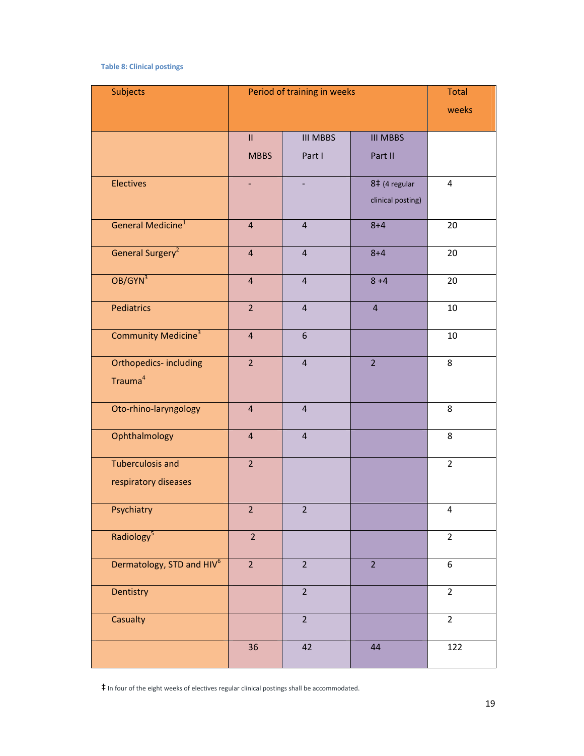Table 8: Clinical postings

| Subjects | Period of training in weeks | | | Total weeks |
|---|---|---|---|---|
| | II MBBS | III MBBS Part I | III MBBS Part II | |
| Electives | - | - | 8‡ (4 regular clinical posting) | 4 |
| General Medicine[1] | 4 | 4 | 8+4 | 20 |
| General Surgery[2] | 4 | 4 | 8+4 | 20 |
| OB/GYN[3] | 4 | 4 | 8 +4 | 20 |
| Pediatrics | 2 | 4 | 4 | 10 |
| Community Medicine[3] | 4 | 6 | | 10 |
| Orthopedics- including Trauma[4] | 2 | 4 | 2 | 8 |
| Oto-rhino-laryngology | 4 | 4 | | 8 |
| Ophthalmology | 4 | 4 | | 8 |
| Tuberculosis and respiratory diseases | 2 | | | 2 |
| Psychiatry | 2 | 2 | | 4 |
| Radiology[5] | 2 | | | 2 |
| Dermatology, STD and HIV[6] | 2 | 2 | 2 | 6 |
| Dentistry | | 2 | | 2 |
| Casualty | | 2 | | 2 |
| | 36 | 42 | 44 | 122 |

‡ In four of the eight weeks of electives regular clinical postings shall be accommodated.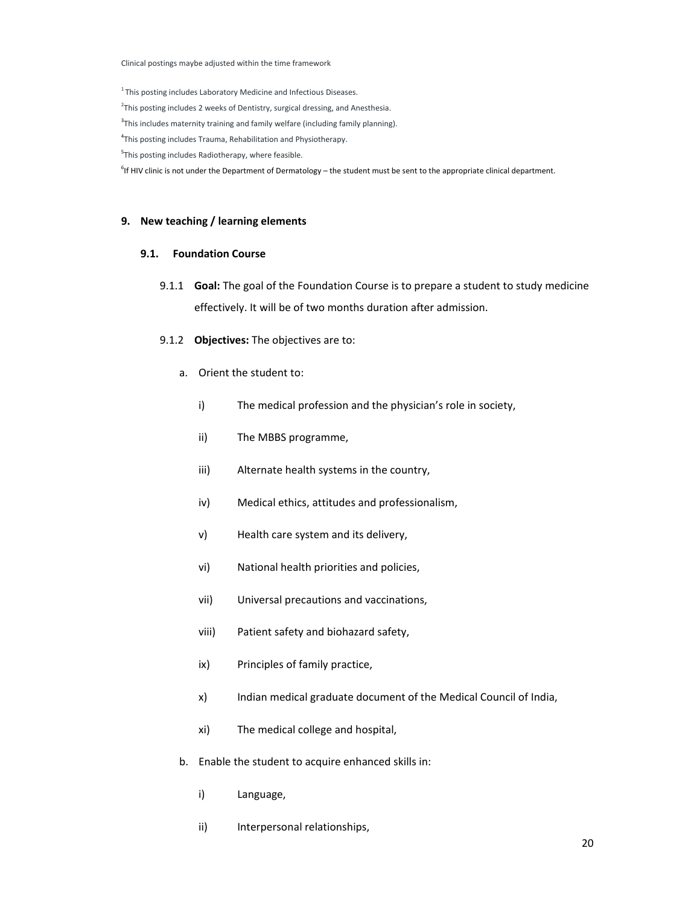Clinical postings maybe adjusted within the time framework

[1] This posting includes Laboratory Medicine and Infectious Diseases.

[2] This posting includes 2 weeks of Dentistry, surgical dressing, and Anesthesia.

[3] This includes maternity training and family welfare (including family planning).

[4] This posting includes Trauma, Rehabilitation and Physiotherapy.

[5] This posting includes Radiotherapy, where feasible.

[6] If HIV clinic is not under the Department of Dermatology – the student must be sent to the appropriate clinical department.

## 9. New teaching / learning elements

### 9.1. Foundation Course

9.1.1 **Goal:** The goal of the Foundation Course is to prepare a student to study medicine effectively. It will be of two months duration after admission.

9.1.2 **Objectives:** The objectives are to:

a. Orient the student to:

- i) The medical profession and the physician's role in society,
- ii) The MBBS programme,
- iii) Alternate health systems in the country,
- iv) Medical ethics, attitudes and professionalism,
- v) Health care system and its delivery,
- vi) National health priorities and policies,
- vii) Universal precautions and vaccinations,
- viii) Patient safety and biohazard safety,
- ix) Principles of family practice,
- x) Indian medical graduate document of the Medical Council of India,
- xi) The medical college and hospital,

b. Enable the student to acquire enhanced skills in:

- i) Language,
- ii) Interpersonal relationships,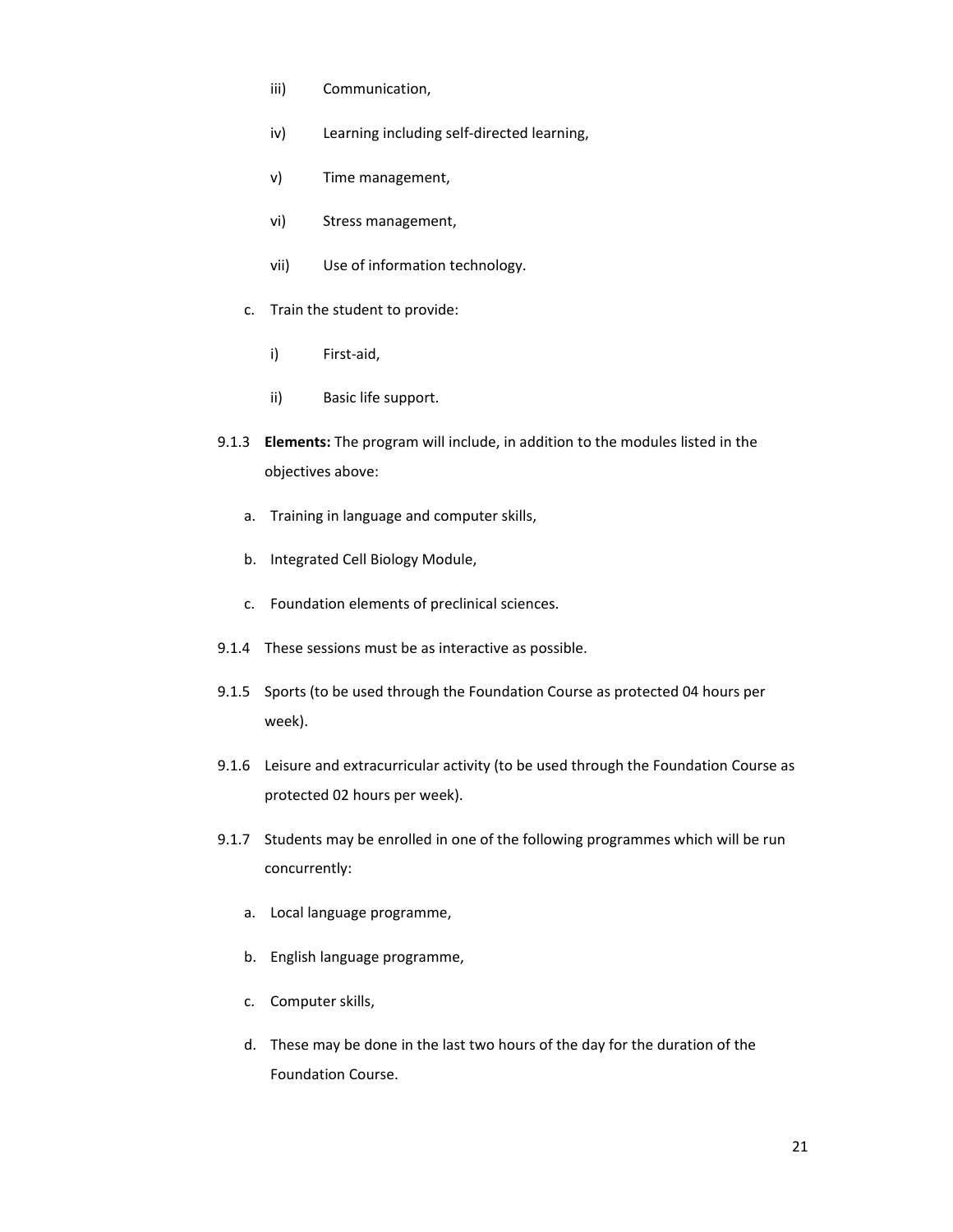iii) Communication,

   iv) Learning including self-directed learning,

   v) Time management,

   vi) Stress management,

   vii) Use of information technology.

c. Train the student to provide:

   i) First-aid,

   ii) Basic life support.

9.1.3 **Elements:** The program will include, in addition to the modules listed in the objectives above:

   a. Training in language and computer skills,

   b. Integrated Cell Biology Module,

   c. Foundation elements of preclinical sciences.

9.1.4 These sessions must be as interactive as possible.

9.1.5 Sports (to be used through the Foundation Course as protected 04 hours per week).

9.1.6 Leisure and extracurricular activity (to be used through the Foundation Course as protected 02 hours per week).

9.1.7 Students may be enrolled in one of the following programmes which will be run concurrently:

   a. Local language programme,

   b. English language programme,

   c. Computer skills,

   d. These may be done in the last two hours of the day for the duration of the Foundation Course.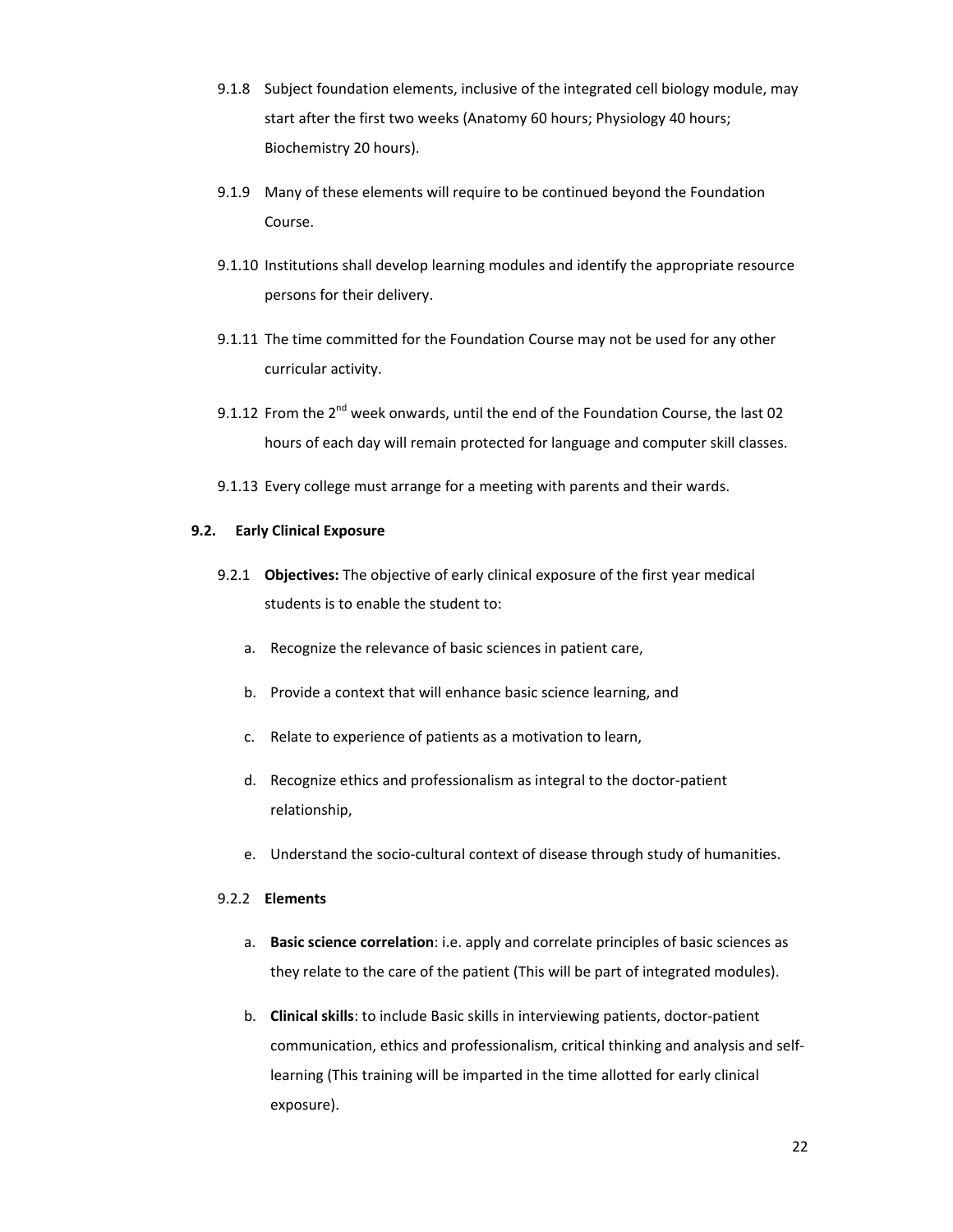9.1.8 Subject foundation elements, inclusive of the integrated cell biology module, may start after the first two weeks (Anatomy 60 hours; Physiology 40 hours; Biochemistry 20 hours).

9.1.9 Many of these elements will require to be continued beyond the Foundation Course.

9.1.10 Institutions shall develop learning modules and identify the appropriate resource persons for their delivery.

9.1.11 The time committed for the Foundation Course may not be used for any other curricular activity.

9.1.12 From the 2nd week onwards, until the end of the Foundation Course, the last 02 hours of each day will remain protected for language and computer skill classes.

9.1.13 Every college must arrange for a meeting with parents and their wards.

### 9.2. Early Clinical Exposure

9.2.1 **Objectives:** The objective of early clinical exposure of the first year medical students is to enable the student to:

a. Recognize the relevance of basic sciences in patient care,

b. Provide a context that will enhance basic science learning, and

c. Relate to experience of patients as a motivation to learn,

d. Recognize ethics and professionalism as integral to the doctor-patient relationship,

e. Understand the socio-cultural context of disease through study of humanities.

9.2.2 **Elements**

a. **Basic science correlation**: i.e. apply and correlate principles of basic sciences as they relate to the care of the patient (This will be part of integrated modules).

b. **Clinical skills**: to include Basic skills in interviewing patients, doctor-patient communication, ethics and professionalism, critical thinking and analysis and self-learning (This training will be imparted in the time allotted for early clinical exposure).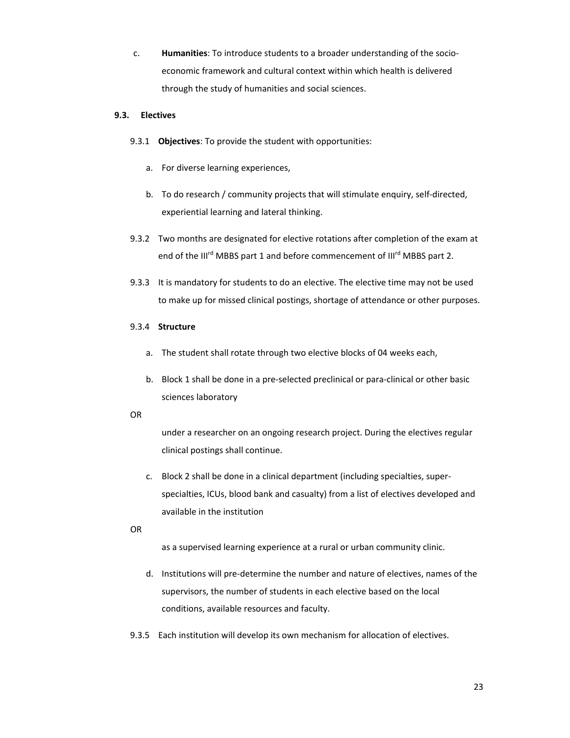c. **Humanities**: To introduce students to a broader understanding of the socio-economic framework and cultural context within which health is delivered through the study of humanities and social sciences.

### 9.3. Electives

9.3.1 **Objectives**: To provide the student with opportunities:

a. For diverse learning experiences,

b. To do research / community projects that will stimulate enquiry, self-directed, experiential learning and lateral thinking.

9.3.2 Two months are designated for elective rotations after completion of the exam at end of the III[rd] MBBS part 1 and before commencement of III[rd] MBBS part 2.

9.3.3 It is mandatory for students to do an elective. The elective time may not be used to make up for missed clinical postings, shortage of attendance or other purposes.

9.3.4 **Structure**

a. The student shall rotate through two elective blocks of 04 weeks each,

b. Block 1 shall be done in a pre-selected preclinical or para-clinical or other basic sciences laboratory

OR

under a researcher on an ongoing research project. During the electives regular clinical postings shall continue.

c. Block 2 shall be done in a clinical department (including specialties, super-specialties, ICUs, blood bank and casualty) from a list of electives developed and available in the institution

OR

as a supervised learning experience at a rural or urban community clinic.

d. Institutions will pre-determine the number and nature of electives, names of the supervisors, the number of students in each elective based on the local conditions, available resources and faculty.

9.3.5 Each institution will develop its own mechanism for allocation of electives.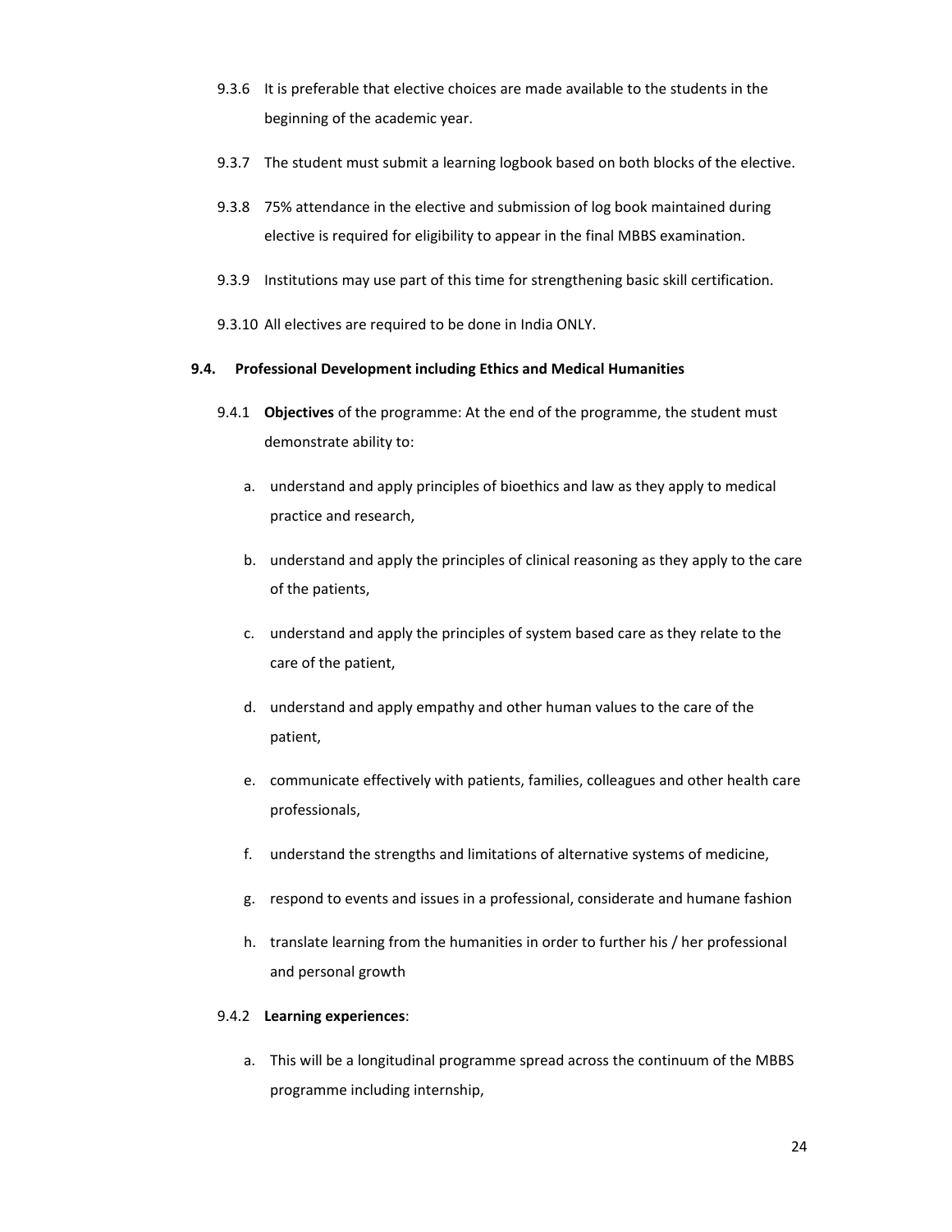9.3.6 It is preferable that elective choices are made available to the students in the beginning of the academic year.

9.3.7 The student must submit a learning logbook based on both blocks of the elective.

9.3.8 75% attendance in the elective and submission of log book maintained during elective is required for eligibility to appear in the final MBBS examination.

9.3.9 Institutions may use part of this time for strengthening basic skill certification.

9.3.10 All electives are required to be done in India ONLY.

**9.4. Professional Development including Ethics and Medical Humanities**

9.4.1 **Objectives** of the programme: At the end of the programme, the student must demonstrate ability to:

a. understand and apply principles of bioethics and law as they apply to medical practice and research,

b. understand and apply the principles of clinical reasoning as they apply to the care of the patients,

c. understand and apply the principles of system based care as they relate to the care of the patient,

d. understand and apply empathy and other human values to the care of the patient,

e. communicate effectively with patients, families, colleagues and other health care professionals,

f. understand the strengths and limitations of alternative systems of medicine,

g. respond to events and issues in a professional, considerate and humane fashion

h. translate learning from the humanities in order to further his / her professional and personal growth

9.4.2 **Learning experiences**:

a. This will be a longitudinal programme spread across the continuum of the MBBS programme including internship,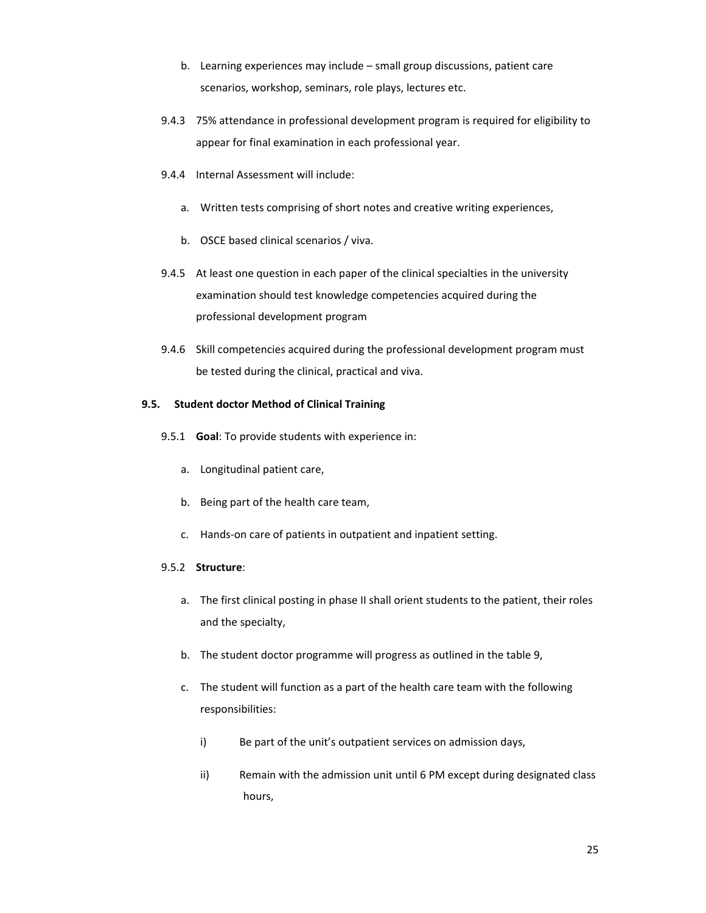b. Learning experiences may include – small group discussions, patient care scenarios, workshop, seminars, role plays, lectures etc.

9.4.3 75% attendance in professional development program is required for eligibility to appear for final examination in each professional year.

9.4.4 Internal Assessment will include:

a. Written tests comprising of short notes and creative writing experiences,

b. OSCE based clinical scenarios / viva.

9.4.5 At least one question in each paper of the clinical specialties in the university examination should test knowledge competencies acquired during the professional development program

9.4.6 Skill competencies acquired during the professional development program must be tested during the clinical, practical and viva.

### 9.5. Student doctor Method of Clinical Training

9.5.1 **Goal**: To provide students with experience in:

a. Longitudinal patient care,

b. Being part of the health care team,

c. Hands-on care of patients in outpatient and inpatient setting.

9.5.2 **Structure**:

a. The first clinical posting in phase II shall orient students to the patient, their roles and the specialty,

b. The student doctor programme will progress as outlined in the table 9,

c. The student will function as a part of the health care team with the following responsibilities:

i) Be part of the unit's outpatient services on admission days,

ii) Remain with the admission unit until 6 PM except during designated class hours,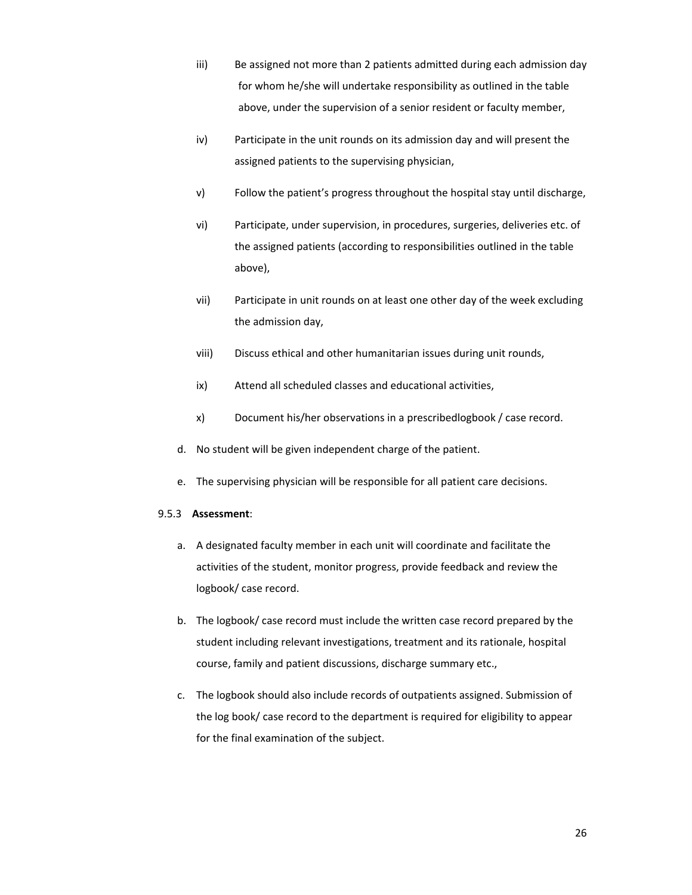iii) Be assigned not more than 2 patients admitted during each admission day for whom he/she will undertake responsibility as outlined in the table above, under the supervision of a senior resident or faculty member,

iv) Participate in the unit rounds on its admission day and will present the assigned patients to the supervising physician,

v) Follow the patient's progress throughout the hospital stay until discharge,

vi) Participate, under supervision, in procedures, surgeries, deliveries etc. of the assigned patients (according to responsibilities outlined in the table above),

vii) Participate in unit rounds on at least one other day of the week excluding the admission day,

viii) Discuss ethical and other humanitarian issues during unit rounds,

ix) Attend all scheduled classes and educational activities,

x) Document his/her observations in a prescribedlogbook / case record.

d. No student will be given independent charge of the patient.

e. The supervising physician will be responsible for all patient care decisions.

9.5.3 **Assessment**:

a. A designated faculty member in each unit will coordinate and facilitate the activities of the student, monitor progress, provide feedback and review the logbook/ case record.

b. The logbook/ case record must include the written case record prepared by the student including relevant investigations, treatment and its rationale, hospital course, family and patient discussions, discharge summary etc.,

c. The logbook should also include records of outpatients assigned. Submission of the log book/ case record to the department is required for eligibility to appear for the final examination of the subject.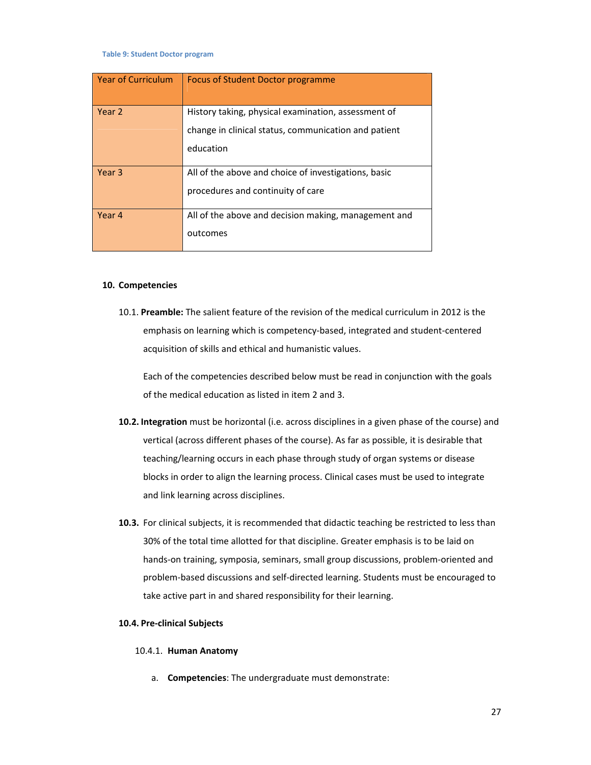**Table 9: Student Doctor program**

| Year of Curriculum | Focus of Student Doctor programme |
| --- | --- |
| Year 2 | History taking, physical examination, assessment of change in clinical status, communication and patient education |
| Year 3 | All of the above and choice of investigations, basic procedures and continuity of care |
| Year 4 | All of the above and decision making, management and outcomes |

## 10. Competencies

10.1. **Preamble:** The salient feature of the revision of the medical curriculum in 2012 is the emphasis on learning which is competency-based, integrated and student-centered acquisition of skills and ethical and humanistic values.

Each of the competencies described below must be read in conjunction with the goals of the medical education as listed in item 2 and 3.

**10.2. Integration** must be horizontal (i.e. across disciplines in a given phase of the course) and vertical (across different phases of the course). As far as possible, it is desirable that teaching/learning occurs in each phase through study of organ systems or disease blocks in order to align the learning process. Clinical cases must be used to integrate and link learning across disciplines.

**10.3.** For clinical subjects, it is recommended that didactic teaching be restricted to less than 30% of the total time allotted for that discipline. Greater emphasis is to be laid on hands-on training, symposia, seminars, small group discussions, problem-oriented and problem-based discussions and self-directed learning. Students must be encouraged to take active part in and shared responsibility for their learning.

**10.4. Pre-clinical Subjects**

10.4.1. **Human Anatomy**

a. **Competencies**: The undergraduate must demonstrate: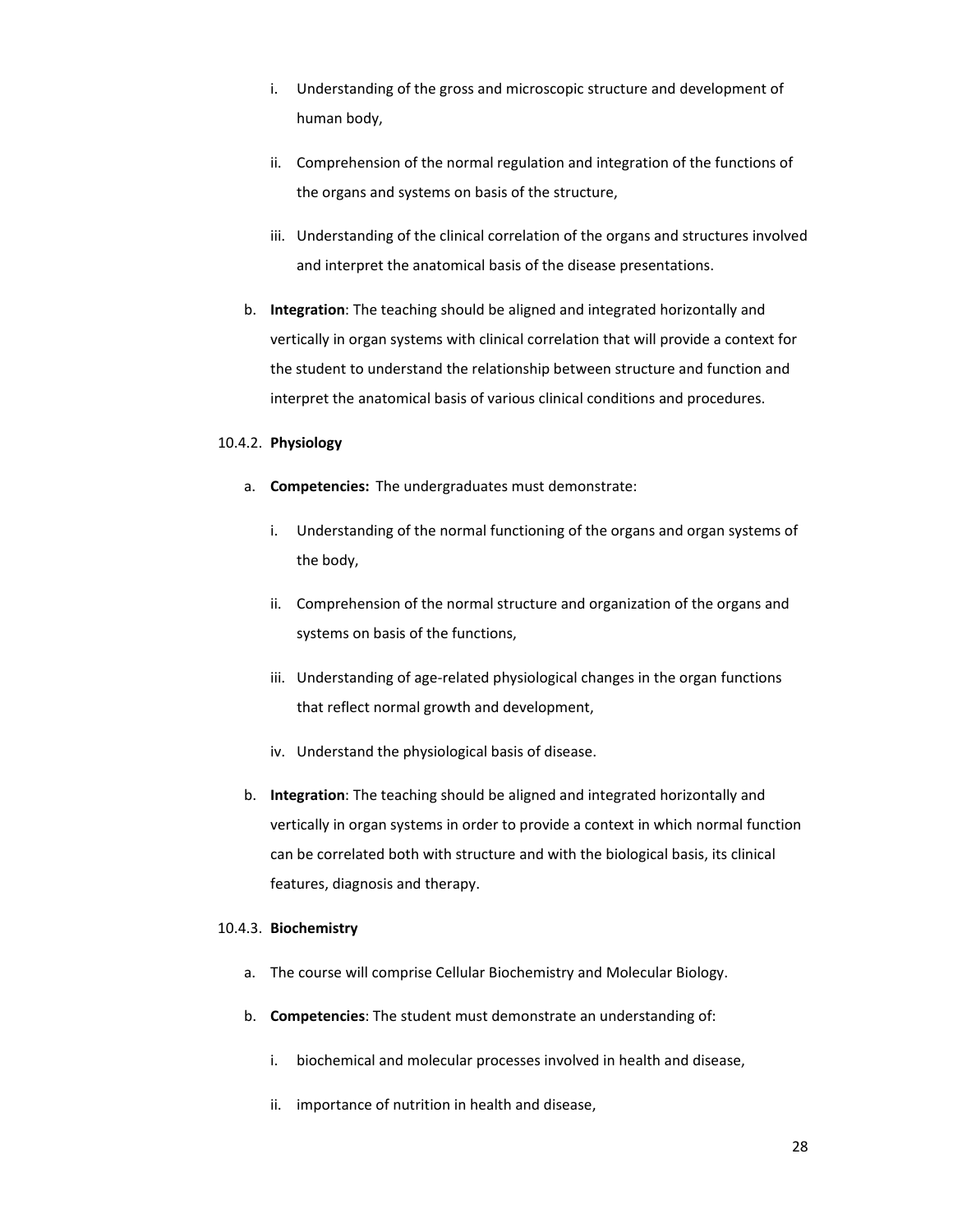i. Understanding of the gross and microscopic structure and development of human body,

ii. Comprehension of the normal regulation and integration of the functions of the organs and systems on basis of the structure,

iii. Understanding of the clinical correlation of the organs and structures involved and interpret the anatomical basis of the disease presentations.

b. **Integration**: The teaching should be aligned and integrated horizontally and vertically in organ systems with clinical correlation that will provide a context for the student to understand the relationship between structure and function and interpret the anatomical basis of various clinical conditions and procedures.

10.4.2. **Physiology**

a. **Competencies:** The undergraduates must demonstrate:

i. Understanding of the normal functioning of the organs and organ systems of the body,

ii. Comprehension of the normal structure and organization of the organs and systems on basis of the functions,

iii. Understanding of age-related physiological changes in the organ functions that reflect normal growth and development,

iv. Understand the physiological basis of disease.

b. **Integration**: The teaching should be aligned and integrated horizontally and vertically in organ systems in order to provide a context in which normal function can be correlated both with structure and with the biological basis, its clinical features, diagnosis and therapy.

10.4.3. **Biochemistry**

a. The course will comprise Cellular Biochemistry and Molecular Biology.

b. **Competencies**: The student must demonstrate an understanding of:

i. biochemical and molecular processes involved in health and disease,

ii. importance of nutrition in health and disease,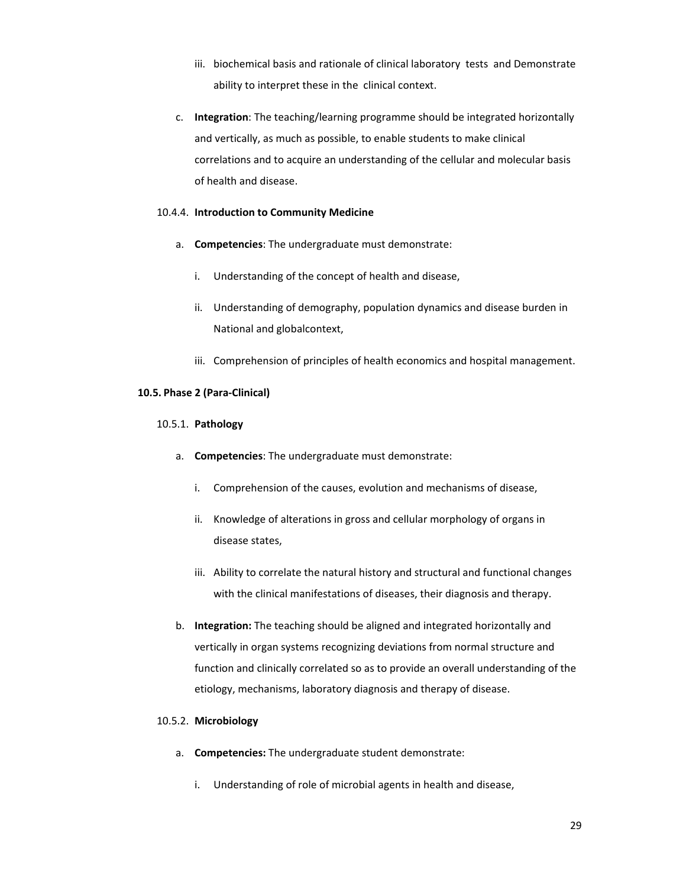iii. biochemical basis and rationale of clinical laboratory tests and Demonstrate ability to interpret these in the clinical context.

c. **Integration**: The teaching/learning programme should be integrated horizontally and vertically, as much as possible, to enable students to make clinical correlations and to acquire an understanding of the cellular and molecular basis of health and disease.

#### 10.4.4. **Introduction to Community Medicine**

a. **Competencies**: The undergraduate must demonstrate:

   i. Understanding of the concept of health and disease,

   ii. Understanding of demography, population dynamics and disease burden in National and globalcontext,

   iii. Comprehension of principles of health economics and hospital management.

### 10.5. Phase 2 (Para-Clinical)

#### 10.5.1. **Pathology**

a. **Competencies**: The undergraduate must demonstrate:

   i. Comprehension of the causes, evolution and mechanisms of disease,

   ii. Knowledge of alterations in gross and cellular morphology of organs in disease states,

   iii. Ability to correlate the natural history and structural and functional changes with the clinical manifestations of diseases, their diagnosis and therapy.

b. **Integration:** The teaching should be aligned and integrated horizontally and vertically in organ systems recognizing deviations from normal structure and function and clinically correlated so as to provide an overall understanding of the etiology, mechanisms, laboratory diagnosis and therapy of disease.

#### 10.5.2. **Microbiology**

a. **Competencies:** The undergraduate student demonstrate:

   i. Understanding of role of microbial agents in health and disease,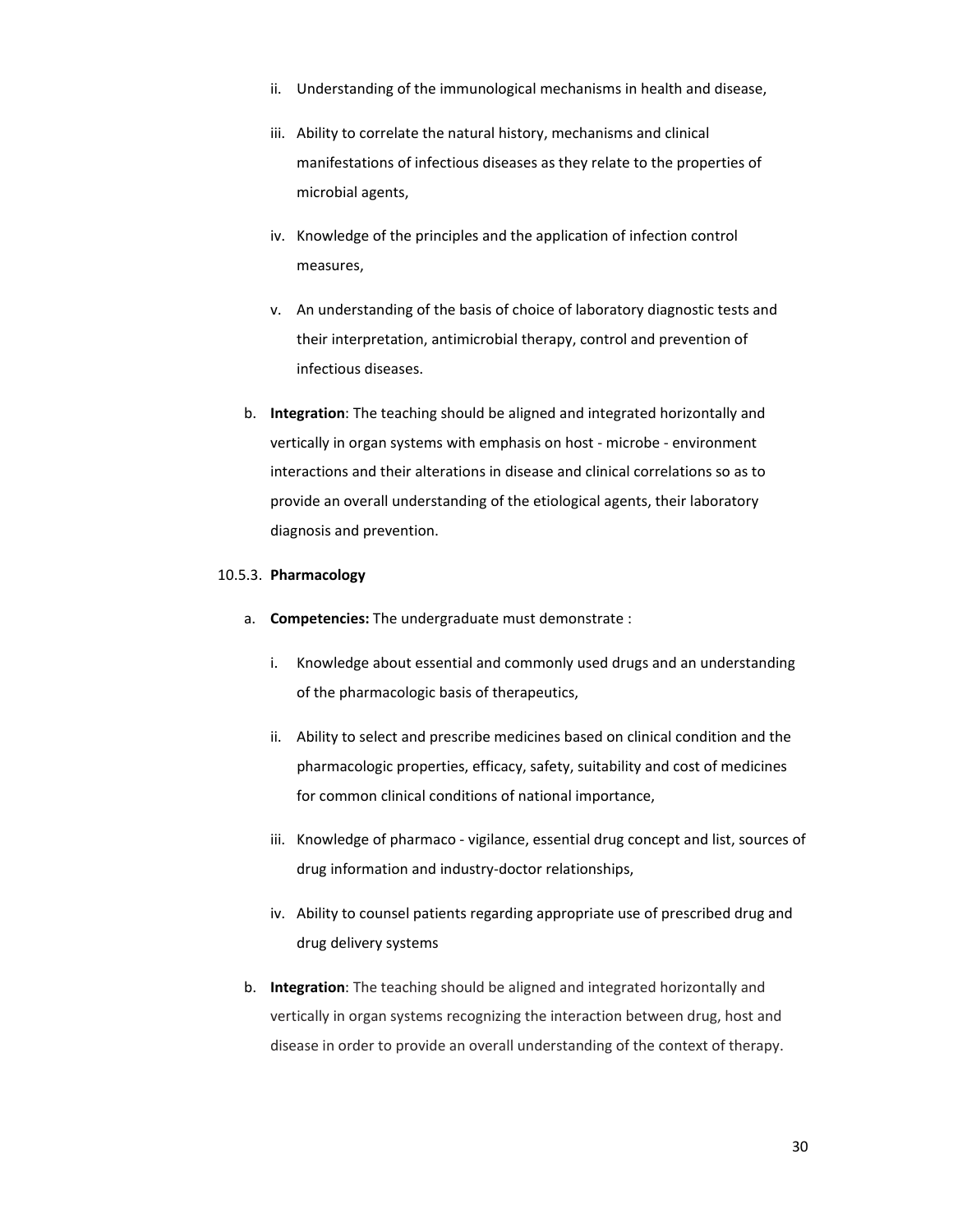ii. Understanding of the immunological mechanisms in health and disease,

iii. Ability to correlate the natural history, mechanisms and clinical manifestations of infectious diseases as they relate to the properties of microbial agents,

iv. Knowledge of the principles and the application of infection control measures,

v. An understanding of the basis of choice of laboratory diagnostic tests and their interpretation, antimicrobial therapy, control and prevention of infectious diseases.

b. **Integration**: The teaching should be aligned and integrated horizontally and vertically in organ systems with emphasis on host - microbe - environment interactions and their alterations in disease and clinical correlations so as to provide an overall understanding of the etiological agents, their laboratory diagnosis and prevention.

10.5.3. **Pharmacology**

a. **Competencies:** The undergraduate must demonstrate :

i. Knowledge about essential and commonly used drugs and an understanding of the pharmacologic basis of therapeutics,

ii. Ability to select and prescribe medicines based on clinical condition and the pharmacologic properties, efficacy, safety, suitability and cost of medicines for common clinical conditions of national importance,

iii. Knowledge of pharmaco - vigilance, essential drug concept and list, sources of drug information and industry-doctor relationships,

iv. Ability to counsel patients regarding appropriate use of prescribed drug and drug delivery systems

b. **Integration**: The teaching should be aligned and integrated horizontally and vertically in organ systems recognizing the interaction between drug, host and disease in order to provide an overall understanding of the context of therapy.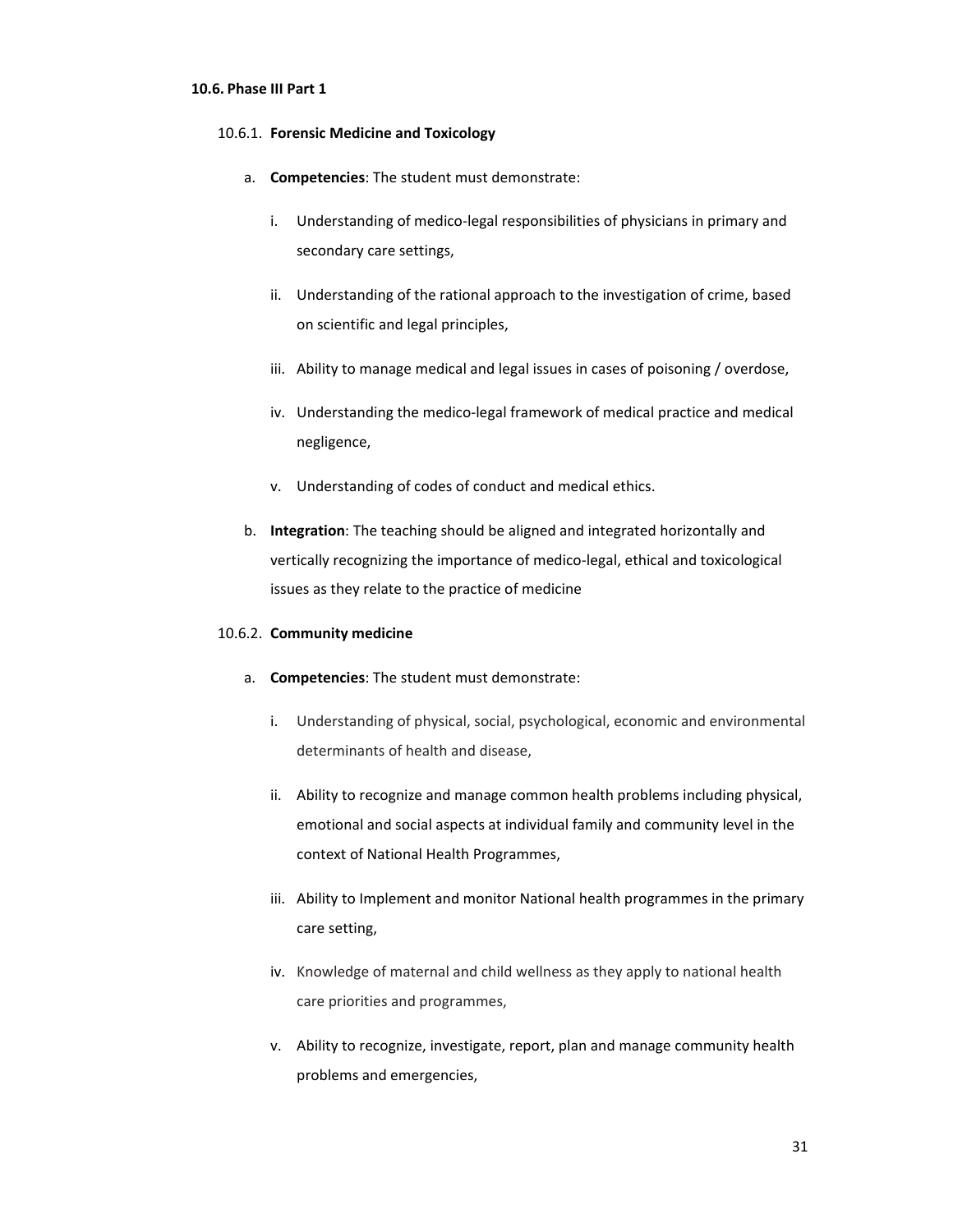#### 10.6. Phase III Part 1

10.6.1. **Forensic Medicine and Toxicology**

a. **Competencies**: The student must demonstrate:

   i. Understanding of medico-legal responsibilities of physicians in primary and secondary care settings,

   ii. Understanding of the rational approach to the investigation of crime, based on scientific and legal principles,

   iii. Ability to manage medical and legal issues in cases of poisoning / overdose,

   iv. Understanding the medico-legal framework of medical practice and medical negligence,

   v. Understanding of codes of conduct and medical ethics.

b. **Integration**: The teaching should be aligned and integrated horizontally and vertically recognizing the importance of medico-legal, ethical and toxicological issues as they relate to the practice of medicine

10.6.2. **Community medicine**

a. **Competencies**: The student must demonstrate:

   i. Understanding of physical, social, psychological, economic and environmental determinants of health and disease,

   ii. Ability to recognize and manage common health problems including physical, emotional and social aspects at individual family and community level in the context of National Health Programmes,

   iii. Ability to Implement and monitor National health programmes in the primary care setting,

   iv. Knowledge of maternal and child wellness as they apply to national health care priorities and programmes,

   v. Ability to recognize, investigate, report, plan and manage community health problems and emergencies,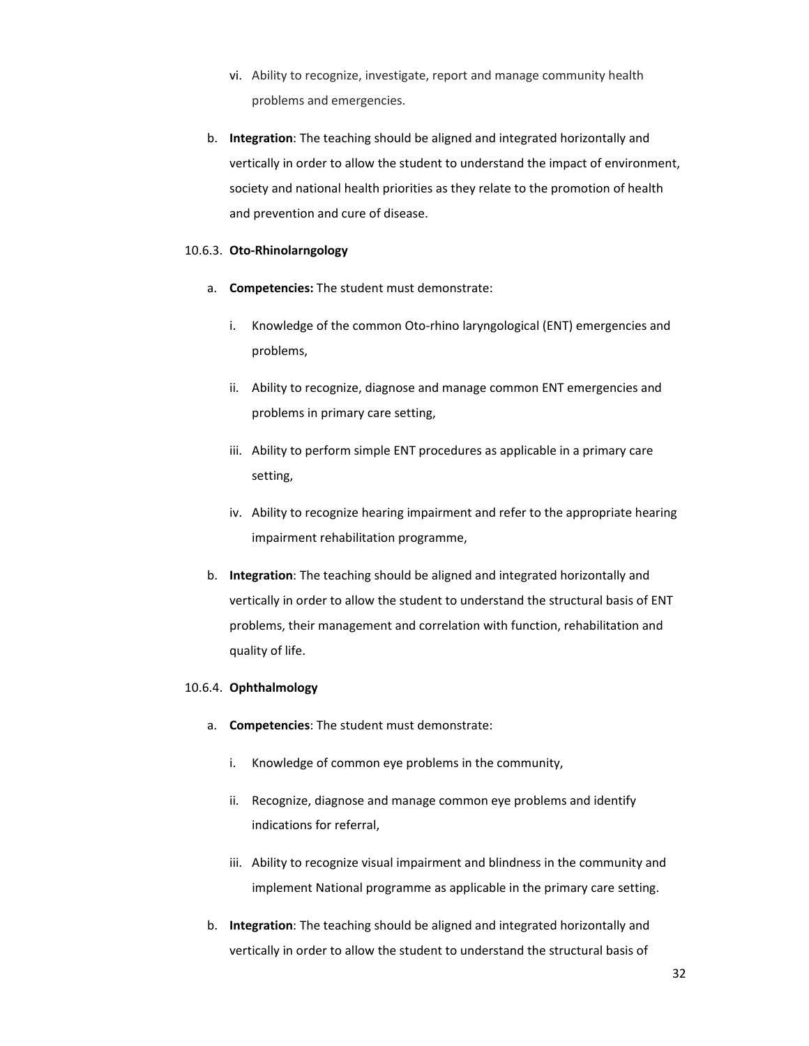vi. Ability to recognize, investigate, report and manage community health problems and emergencies.

b. **Integration**: The teaching should be aligned and integrated horizontally and vertically in order to allow the student to understand the impact of environment, society and national health priorities as they relate to the promotion of health and prevention and cure of disease.

10.6.3. **Oto-Rhinolarngology**

a. **Competencies:** The student must demonstrate:

   i. Knowledge of the common Oto-rhino laryngological (ENT) emergencies and problems,

   ii. Ability to recognize, diagnose and manage common ENT emergencies and problems in primary care setting,

   iii. Ability to perform simple ENT procedures as applicable in a primary care setting,

   iv. Ability to recognize hearing impairment and refer to the appropriate hearing impairment rehabilitation programme,

b. **Integration**: The teaching should be aligned and integrated horizontally and vertically in order to allow the student to understand the structural basis of ENT problems, their management and correlation with function, rehabilitation and quality of life.

10.6.4. **Ophthalmology**

a. **Competencies**: The student must demonstrate:

   i. Knowledge of common eye problems in the community,

   ii. Recognize, diagnose and manage common eye problems and identify indications for referral,

   iii. Ability to recognize visual impairment and blindness in the community and implement National programme as applicable in the primary care setting.

b. **Integration**: The teaching should be aligned and integrated horizontally and vertically in order to allow the student to understand the structural basis of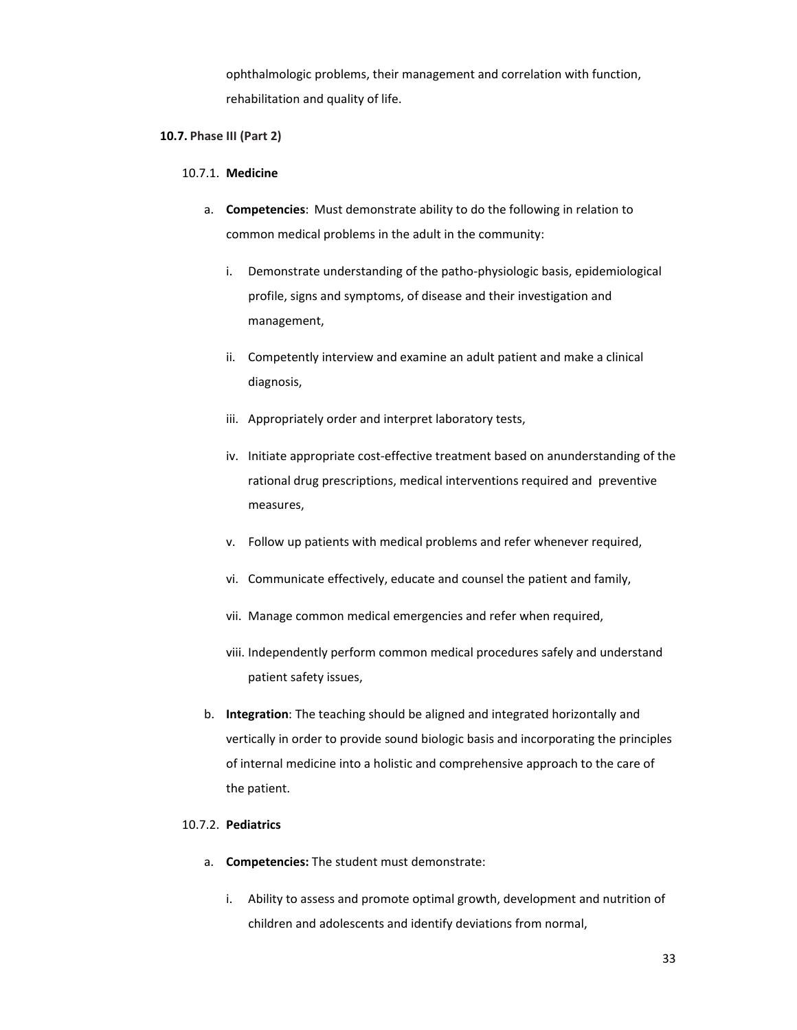ophthalmologic problems, their management and correlation with function, rehabilitation and quality of life.

### 10.7. Phase III (Part 2)

#### 10.7.1. Medicine

a. **Competencies**: Must demonstrate ability to do the following in relation to common medical problems in the adult in the community:

   i. Demonstrate understanding of the patho-physiologic basis, epidemiological profile, signs and symptoms, of disease and their investigation and management,

   ii. Competently interview and examine an adult patient and make a clinical diagnosis,

   iii. Appropriately order and interpret laboratory tests,

   iv. Initiate appropriate cost-effective treatment based on anunderstanding of the rational drug prescriptions, medical interventions required and preventive measures,

   v. Follow up patients with medical problems and refer whenever required,

   vi. Communicate effectively, educate and counsel the patient and family,

   vii. Manage common medical emergencies and refer when required,

   viii. Independently perform common medical procedures safely and understand patient safety issues,

b. **Integration**: The teaching should be aligned and integrated horizontally and vertically in order to provide sound biologic basis and incorporating the principles of internal medicine into a holistic and comprehensive approach to the care of the patient.

#### 10.7.2. Pediatrics

a. **Competencies:** The student must demonstrate:

   i. Ability to assess and promote optimal growth, development and nutrition of children and adolescents and identify deviations from normal,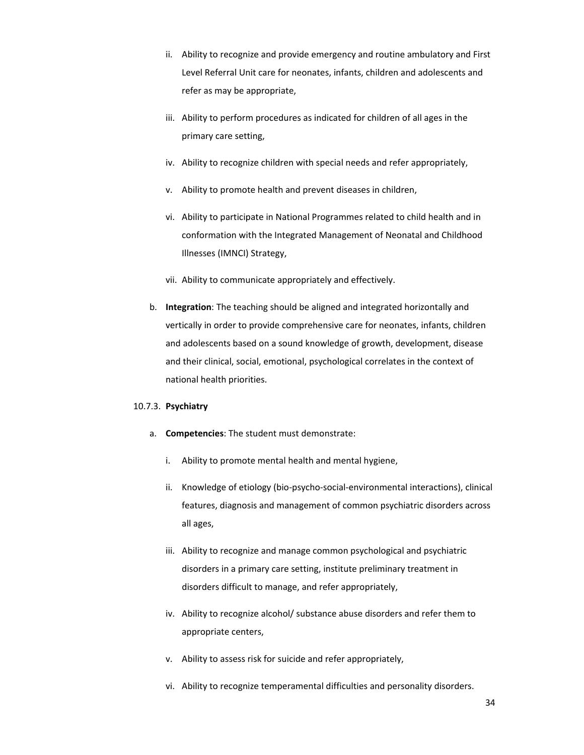ii. Ability to recognize and provide emergency and routine ambulatory and First Level Referral Unit care for neonates, infants, children and adolescents and refer as may be appropriate,

iii. Ability to perform procedures as indicated for children of all ages in the primary care setting,

iv. Ability to recognize children with special needs and refer appropriately,

v. Ability to promote health and prevent diseases in children,

vi. Ability to participate in National Programmes related to child health and in conformation with the Integrated Management of Neonatal and Childhood Illnesses (IMNCI) Strategy,

vii. Ability to communicate appropriately and effectively.

b. **Integration**: The teaching should be aligned and integrated horizontally and vertically in order to provide comprehensive care for neonates, infants, children and adolescents based on a sound knowledge of growth, development, disease and their clinical, social, emotional, psychological correlates in the context of national health priorities.

10.7.3. **Psychiatry**

a. **Competencies**: The student must demonstrate:

i. Ability to promote mental health and mental hygiene,

ii. Knowledge of etiology (bio-psycho-social-environmental interactions), clinical features, diagnosis and management of common psychiatric disorders across all ages,

iii. Ability to recognize and manage common psychological and psychiatric disorders in a primary care setting, institute preliminary treatment in disorders difficult to manage, and refer appropriately,

iv. Ability to recognize alcohol/ substance abuse disorders and refer them to appropriate centers,

v. Ability to assess risk for suicide and refer appropriately,

vi. Ability to recognize temperamental difficulties and personality disorders.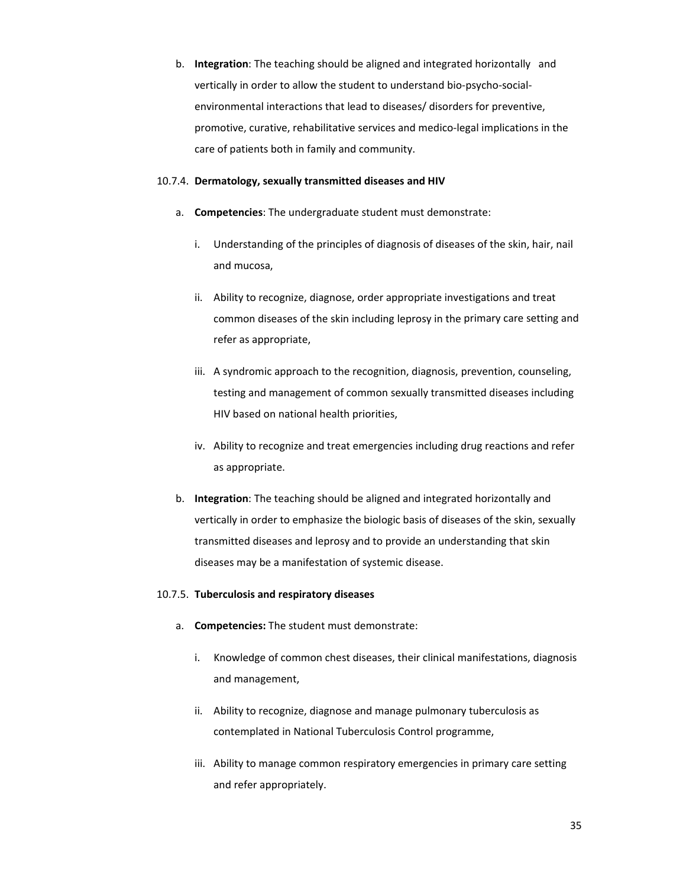b. **Integration**: The teaching should be aligned and integrated horizontally and vertically in order to allow the student to understand bio-psycho-social-environmental interactions that lead to diseases/ disorders for preventive, promotive, curative, rehabilitative services and medico-legal implications in the care of patients both in family and community.

### 10.7.4. Dermatology, sexually transmitted diseases and HIV

a. **Competencies**: The undergraduate student must demonstrate:

   i. Understanding of the principles of diagnosis of diseases of the skin, hair, nail and mucosa,

   ii. Ability to recognize, diagnose, order appropriate investigations and treat common diseases of the skin including leprosy in the primary care setting and refer as appropriate,

   iii. A syndromic approach to the recognition, diagnosis, prevention, counseling, testing and management of common sexually transmitted diseases including HIV based on national health priorities,

   iv. Ability to recognize and treat emergencies including drug reactions and refer as appropriate.

b. **Integration**: The teaching should be aligned and integrated horizontally and vertically in order to emphasize the biologic basis of diseases of the skin, sexually transmitted diseases and leprosy and to provide an understanding that skin diseases may be a manifestation of systemic disease.

### 10.7.5. Tuberculosis and respiratory diseases

a. **Competencies:** The student must demonstrate:

   i. Knowledge of common chest diseases, their clinical manifestations, diagnosis and management,

   ii. Ability to recognize, diagnose and manage pulmonary tuberculosis as contemplated in National Tuberculosis Control programme,

   iii. Ability to manage common respiratory emergencies in primary care setting and refer appropriately.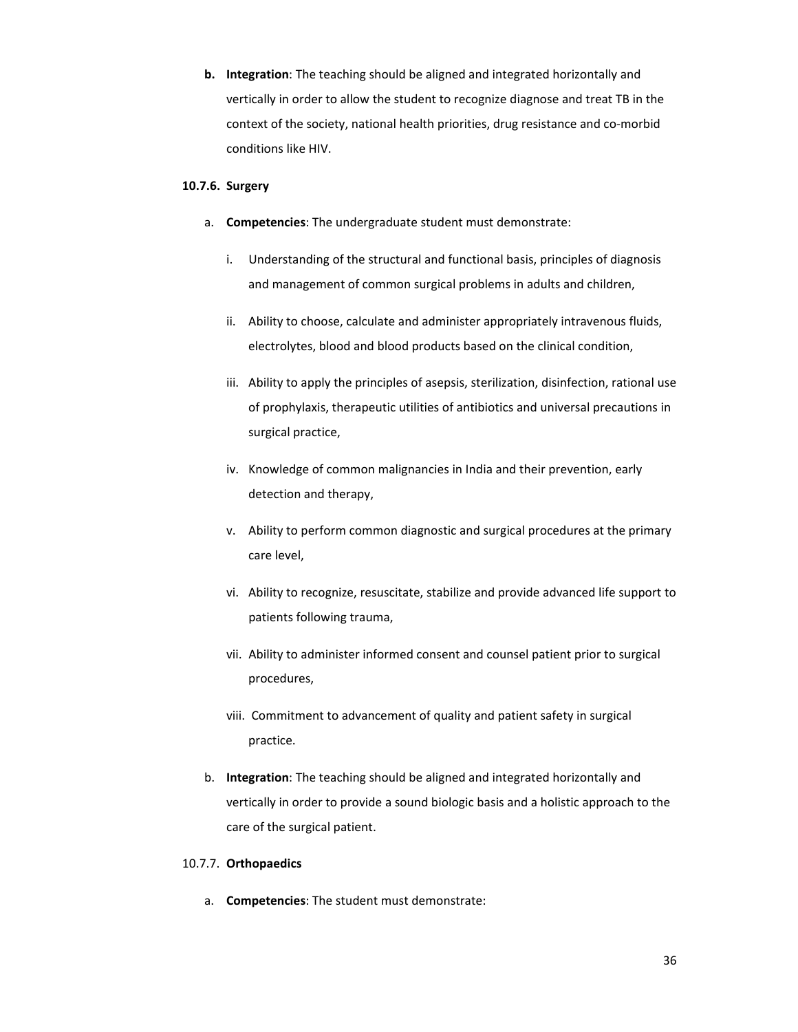**b. Integration**: The teaching should be aligned and integrated horizontally and vertically in order to allow the student to recognize diagnose and treat TB in the context of the society, national health priorities, drug resistance and co-morbid conditions like HIV.

**10.7.6. Surgery**

a. **Competencies**: The undergraduate student must demonstrate:

   i. Understanding of the structural and functional basis, principles of diagnosis and management of common surgical problems in adults and children,

   ii. Ability to choose, calculate and administer appropriately intravenous fluids, electrolytes, blood and blood products based on the clinical condition,

   iii. Ability to apply the principles of asepsis, sterilization, disinfection, rational use of prophylaxis, therapeutic utilities of antibiotics and universal precautions in surgical practice,

   iv. Knowledge of common malignancies in India and their prevention, early detection and therapy,

   v. Ability to perform common diagnostic and surgical procedures at the primary care level,

   vi. Ability to recognize, resuscitate, stabilize and provide advanced life support to patients following trauma,

   vii. Ability to administer informed consent and counsel patient prior to surgical procedures,

   viii. Commitment to advancement of quality and patient safety in surgical practice.

b. **Integration**: The teaching should be aligned and integrated horizontally and vertically in order to provide a sound biologic basis and a holistic approach to the care of the surgical patient.

10.7.7. **Orthopaedics**

a. **Competencies**: The student must demonstrate: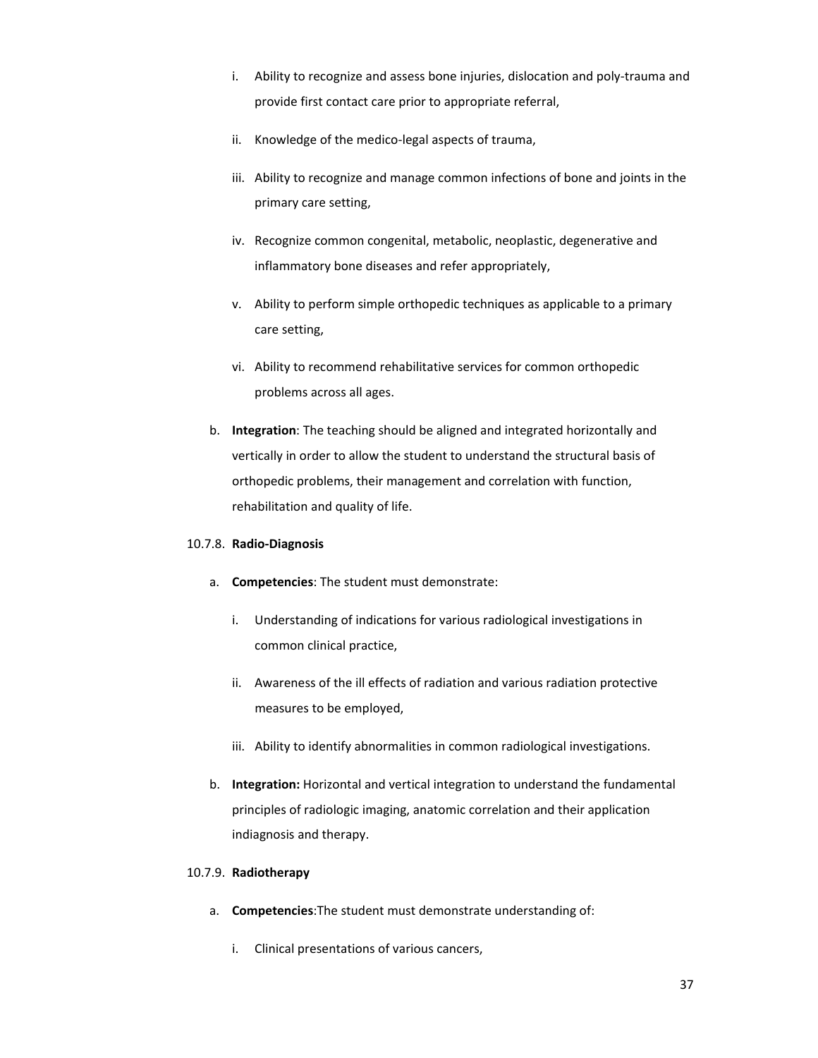i. Ability to recognize and assess bone injuries, dislocation and poly-trauma and provide first contact care prior to appropriate referral,

   ii. Knowledge of the medico-legal aspects of trauma,

   iii. Ability to recognize and manage common infections of bone and joints in the primary care setting,

   iv. Recognize common congenital, metabolic, neoplastic, degenerative and inflammatory bone diseases and refer appropriately,

   v. Ability to perform simple orthopedic techniques as applicable to a primary care setting,

   vi. Ability to recommend rehabilitative services for common orthopedic problems across all ages.

b. **Integration**: The teaching should be aligned and integrated horizontally and vertically in order to allow the student to understand the structural basis of orthopedic problems, their management and correlation with function, rehabilitation and quality of life.

10.7.8. **Radio-Diagnosis**

a. **Competencies**: The student must demonstrate:

   i. Understanding of indications for various radiological investigations in common clinical practice,

   ii. Awareness of the ill effects of radiation and various radiation protective measures to be employed,

   iii. Ability to identify abnormalities in common radiological investigations.

b. **Integration:** Horizontal and vertical integration to understand the fundamental principles of radiologic imaging, anatomic correlation and their application indiagnosis and therapy.

10.7.9. **Radiotherapy**

a. **Competencies**:The student must demonstrate understanding of:

   i. Clinical presentations of various cancers,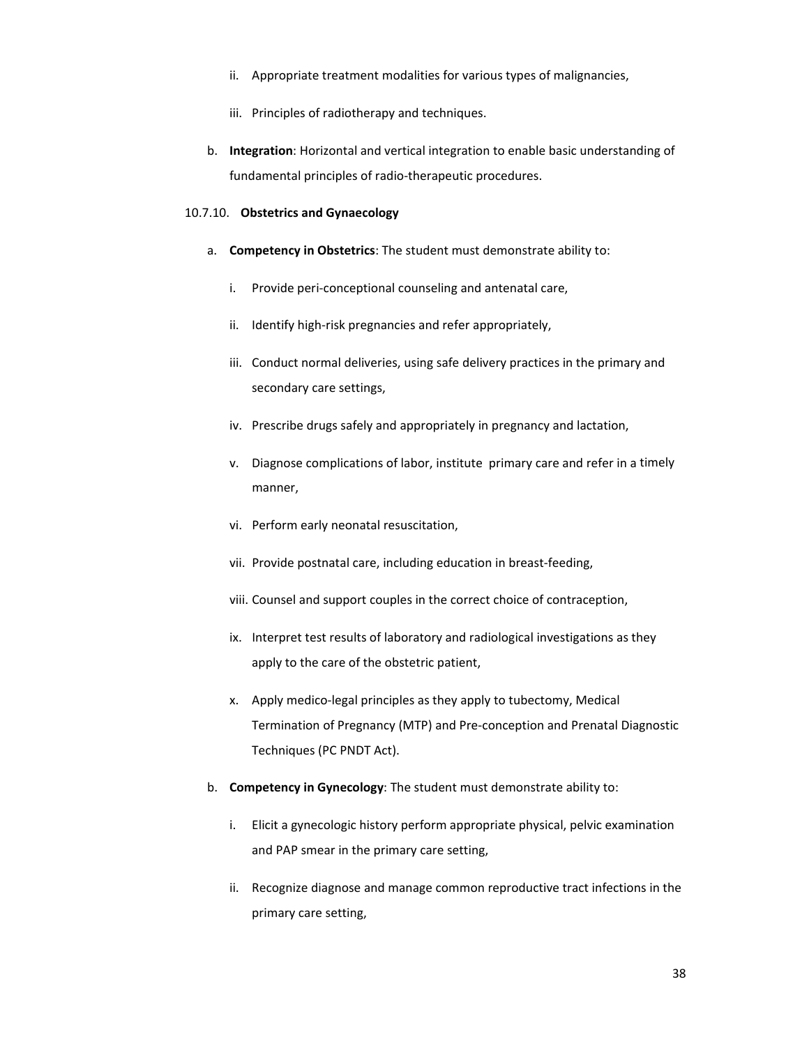ii. Appropriate treatment modalities for various types of malignancies,

iii. Principles of radiotherapy and techniques.

b. **Integration**: Horizontal and vertical integration to enable basic understanding of fundamental principles of radio-therapeutic procedures.

10.7.10. **Obstetrics and Gynaecology**

a. **Competency in Obstetrics**: The student must demonstrate ability to:

i. Provide peri-conceptional counseling and antenatal care,

ii. Identify high-risk pregnancies and refer appropriately,

iii. Conduct normal deliveries, using safe delivery practices in the primary and secondary care settings,

iv. Prescribe drugs safely and appropriately in pregnancy and lactation,

v. Diagnose complications of labor, institute primary care and refer in a timely manner,

vi. Perform early neonatal resuscitation,

vii. Provide postnatal care, including education in breast-feeding,

viii. Counsel and support couples in the correct choice of contraception,

ix. Interpret test results of laboratory and radiological investigations as they apply to the care of the obstetric patient,

x. Apply medico-legal principles as they apply to tubectomy, Medical Termination of Pregnancy (MTP) and Pre-conception and Prenatal Diagnostic Techniques (PC PNDT Act).

b. **Competency in Gynecology**: The student must demonstrate ability to:

i. Elicit a gynecologic history perform appropriate physical, pelvic examination and PAP smear in the primary care setting,

ii. Recognize diagnose and manage common reproductive tract infections in the primary care setting,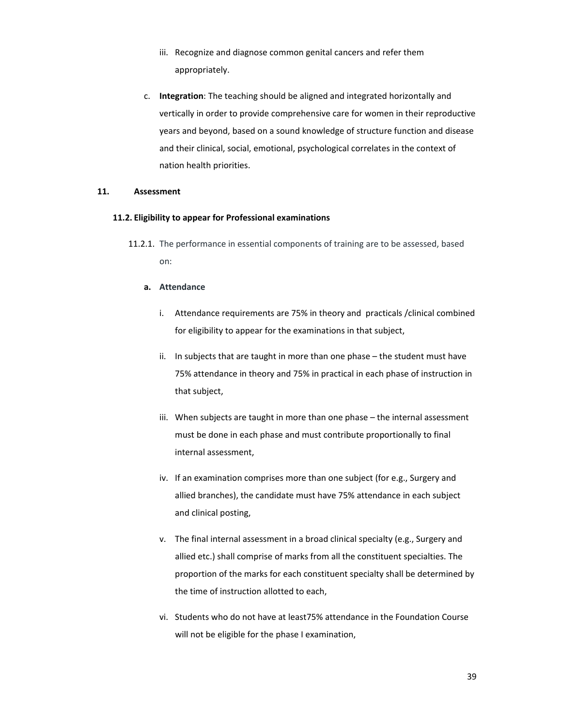iii. Recognize and diagnose common genital cancers and refer them appropriately.

c. **Integration**: The teaching should be aligned and integrated horizontally and vertically in order to provide comprehensive care for women in their reproductive years and beyond, based on a sound knowledge of structure function and disease and their clinical, social, emotional, psychological correlates in the context of nation health priorities.

## 11. Assessment

### 11.2. Eligibility to appear for Professional examinations

11.2.1. The performance in essential components of training are to be assessed, based on:

**a. Attendance**

i. Attendance requirements are 75% in theory and practicals /clinical combined for eligibility to appear for the examinations in that subject,

ii. In subjects that are taught in more than one phase – the student must have 75% attendance in theory and 75% in practical in each phase of instruction in that subject,

iii. When subjects are taught in more than one phase – the internal assessment must be done in each phase and must contribute proportionally to final internal assessment,

iv. If an examination comprises more than one subject (for e.g., Surgery and allied branches), the candidate must have 75% attendance in each subject and clinical posting,

v. The final internal assessment in a broad clinical specialty (e.g., Surgery and allied etc.) shall comprise of marks from all the constituent specialties. The proportion of the marks for each constituent specialty shall be determined by the time of instruction allotted to each,

vi. Students who do not have at least75% attendance in the Foundation Course will not be eligible for the phase I examination,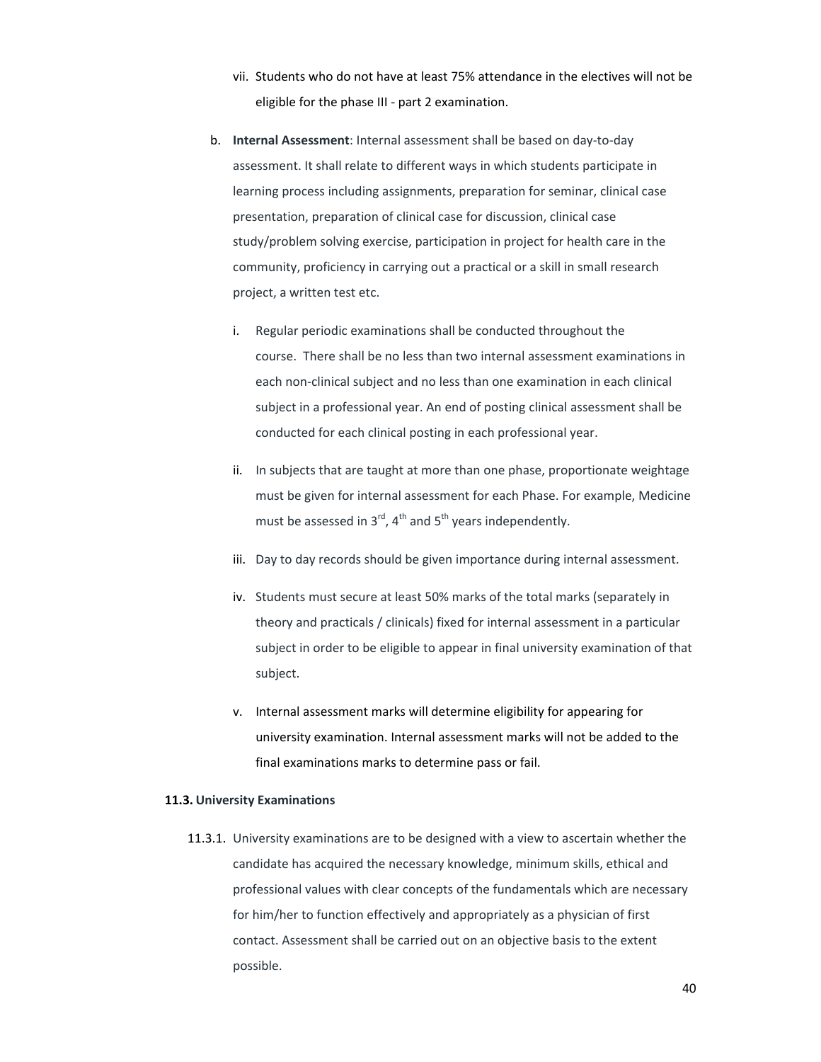vii. Students who do not have at least 75% attendance in the electives will not be eligible for the phase III - part 2 examination.

b. **Internal Assessment**: Internal assessment shall be based on day-to-day assessment. It shall relate to different ways in which students participate in learning process including assignments, preparation for seminar, clinical case presentation, preparation of clinical case for discussion, clinical case study/problem solving exercise, participation in project for health care in the community, proficiency in carrying out a practical or a skill in small research project, a written test etc.

   i. Regular periodic examinations shall be conducted throughout the course. There shall be no less than two internal assessment examinations in each non-clinical subject and no less than one examination in each clinical subject in a professional year. An end of posting clinical assessment shall be conducted for each clinical posting in each professional year.

   ii. In subjects that are taught at more than one phase, proportionate weightage must be given for internal assessment for each Phase. For example, Medicine must be assessed in 3rd, 4th and 5th years independently.

   iii. Day to day records should be given importance during internal assessment.

   iv. Students must secure at least 50% marks of the total marks (separately in theory and practicals / clinicals) fixed for internal assessment in a particular subject in order to be eligible to appear in final university examination of that subject.

   v. Internal assessment marks will determine eligibility for appearing for university examination. Internal assessment marks will not be added to the final examinations marks to determine pass or fail.

### 11.3. University Examinations

11.3.1. University examinations are to be designed with a view to ascertain whether the candidate has acquired the necessary knowledge, minimum skills, ethical and professional values with clear concepts of the fundamentals which are necessary for him/her to function effectively and appropriately as a physician of first contact. Assessment shall be carried out on an objective basis to the extent possible.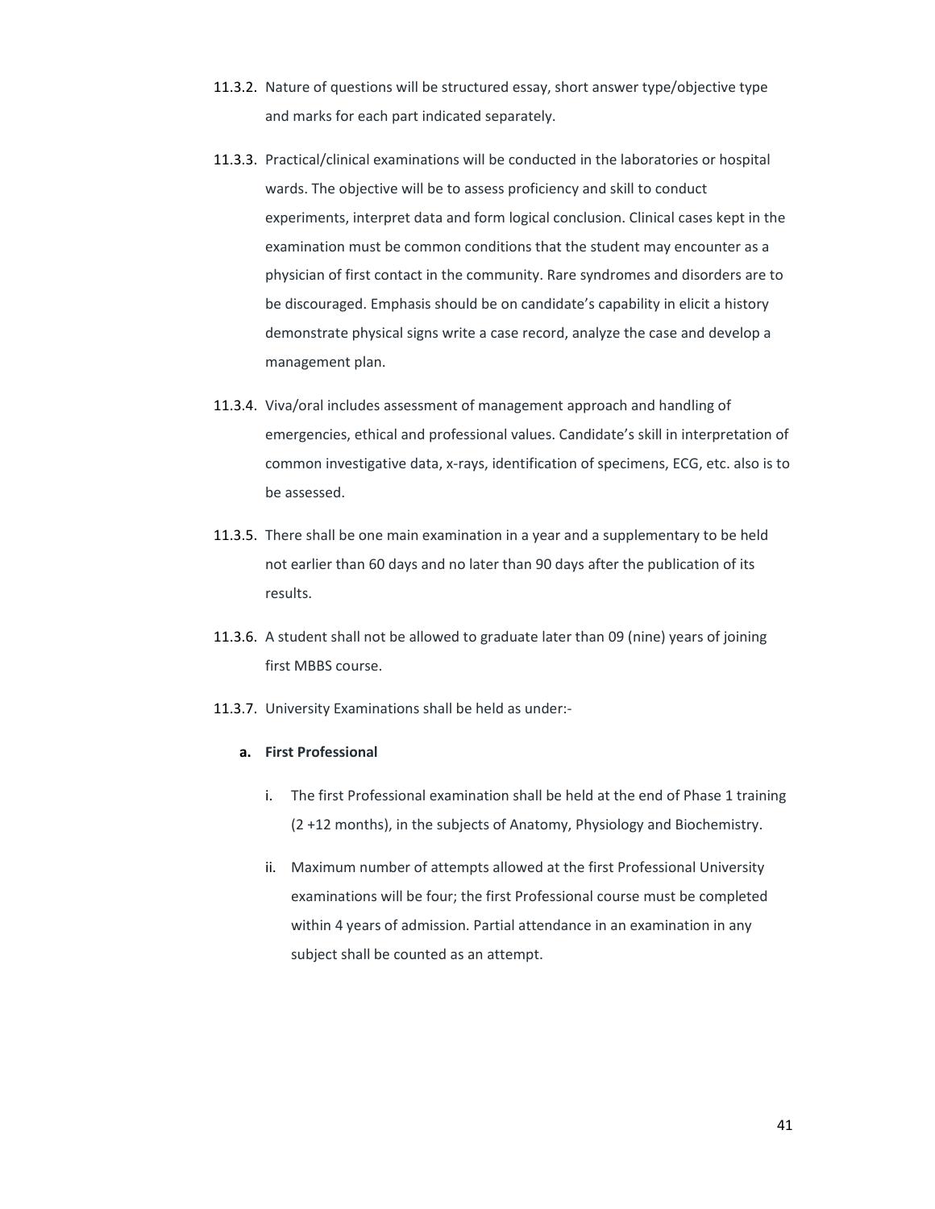11.3.2. Nature of questions will be structured essay, short answer type/objective type and marks for each part indicated separately.

11.3.3. Practical/clinical examinations will be conducted in the laboratories or hospital wards. The objective will be to assess proficiency and skill to conduct experiments, interpret data and form logical conclusion. Clinical cases kept in the examination must be common conditions that the student may encounter as a physician of first contact in the community. Rare syndromes and disorders are to be discouraged. Emphasis should be on candidate's capability in elicit a history demonstrate physical signs write a case record, analyze the case and develop a management plan.

11.3.4. Viva/oral includes assessment of management approach and handling of emergencies, ethical and professional values. Candidate's skill in interpretation of common investigative data, x-rays, identification of specimens, ECG, etc. also is to be assessed.

11.3.5. There shall be one main examination in a year and a supplementary to be held not earlier than 60 days and no later than 90 days after the publication of its results.

11.3.6. A student shall not be allowed to graduate later than 09 (nine) years of joining first MBBS course.

11.3.7. University Examinations shall be held as under:-

**a. First Professional**

i. The first Professional examination shall be held at the end of Phase 1 training (2 +12 months), in the subjects of Anatomy, Physiology and Biochemistry.

ii. Maximum number of attempts allowed at the first Professional University examinations will be four; the first Professional course must be completed within 4 years of admission. Partial attendance in an examination in any subject shall be counted as an attempt.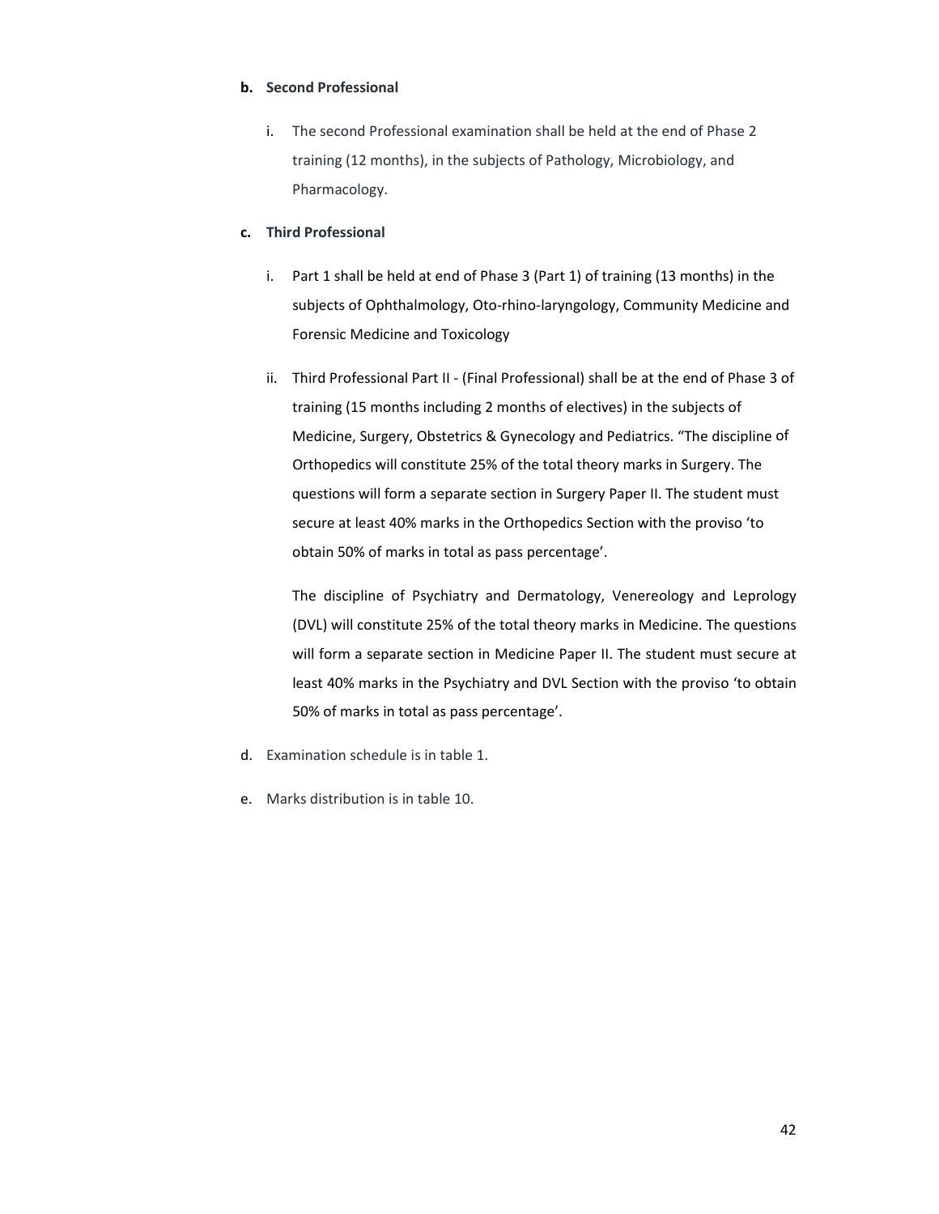**b. Second Professional**

i. The second Professional examination shall be held at the end of Phase 2 training (12 months), in the subjects of Pathology, Microbiology, and Pharmacology.

**c. Third Professional**

i. Part 1 shall be held at end of Phase 3 (Part 1) of training (13 months) in the subjects of Ophthalmology, Oto-rhino-laryngology, Community Medicine and Forensic Medicine and Toxicology

ii. Third Professional Part II - (Final Professional) shall be at the end of Phase 3 of training (15 months including 2 months of electives) in the subjects of Medicine, Surgery, Obstetrics & Gynecology and Pediatrics. "The discipline of Orthopedics will constitute 25% of the total theory marks in Surgery. The questions will form a separate section in Surgery Paper II. The student must secure at least 40% marks in the Orthopedics Section with the proviso 'to obtain 50% of marks in total as pass percentage'.

The discipline of Psychiatry and Dermatology, Venereology and Leprology (DVL) will constitute 25% of the total theory marks in Medicine. The questions will form a separate section in Medicine Paper II. The student must secure at least 40% marks in the Psychiatry and DVL Section with the proviso 'to obtain 50% of marks in total as pass percentage'.

d. Examination schedule is in table 1.

e. Marks distribution is in table 10.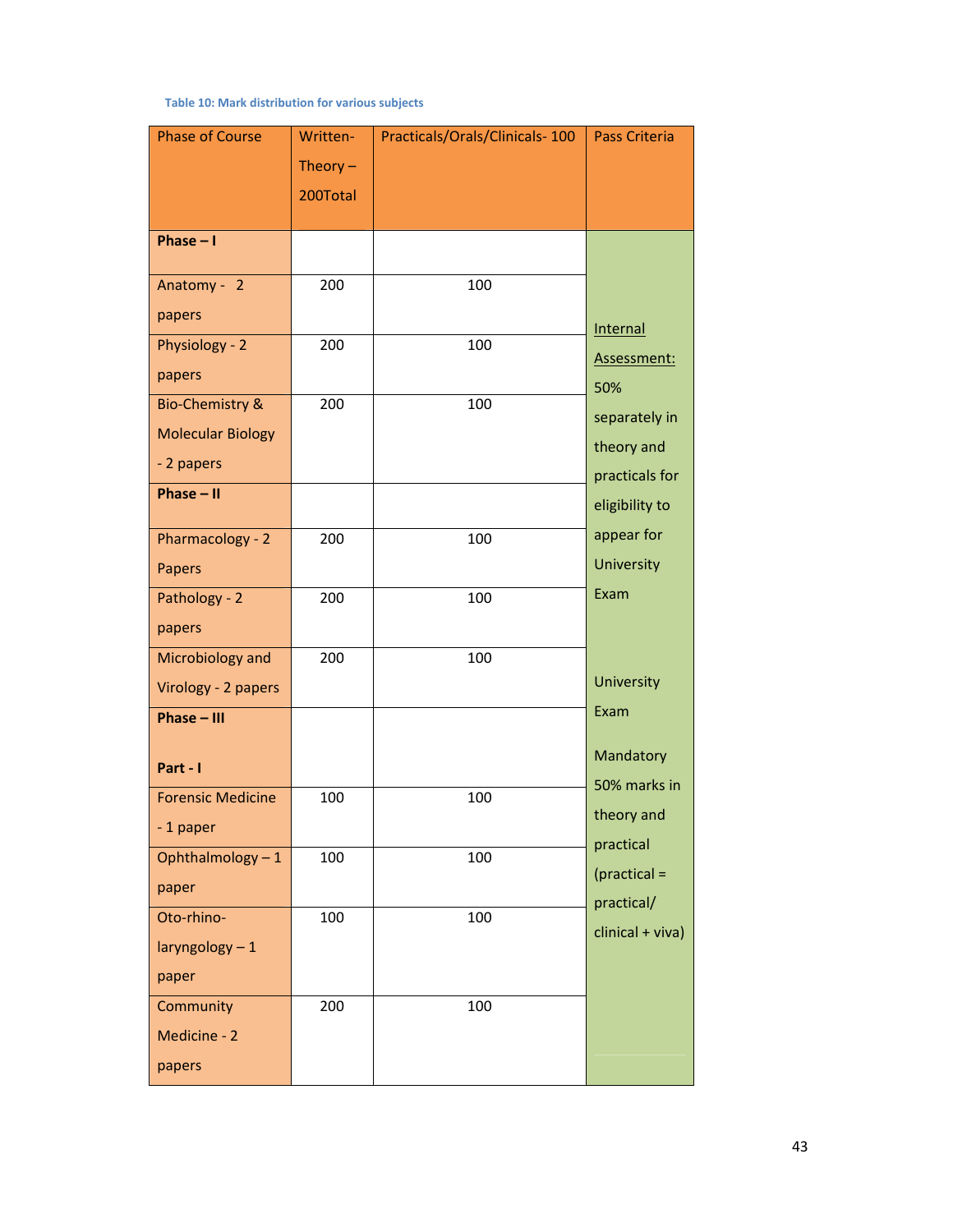Table 10: Mark distribution for various subjects

| Phase of Course | Written-Theory – 200Total | Practicals/Orals/Clinicals- 100 | Pass Criteria |
|---|---|---|---|
| **Phase – I** | | | Internal Assessment: 50% separately in theory and practicals for eligibility to appear for University Exam<br><br>University Exam<br><br>Mandatory 50% marks in theory and practical (practical = practical/ clinical + viva) |
| Anatomy - 2 papers | 200 | 100 | |
| Physiology - 2 papers | 200 | 100 | |
| Bio-Chemistry & Molecular Biology - 2 papers | 200 | 100 | |
| **Phase – II** | | | |
| Pharmacology - 2 Papers | 200 | 100 | |
| Pathology - 2 papers | 200 | 100 | |
| Microbiology and Virology - 2 papers | 200 | 100 | |
| **Phase – III**<br><br>**Part - I** | | | |
| Forensic Medicine - 1 paper | 100 | 100 | |
| Ophthalmology – 1 paper | 100 | 100 | |
| Oto-rhino-laryngology – 1 paper | 100 | 100 | |
| Community Medicine - 2 papers | 200 | 100 | |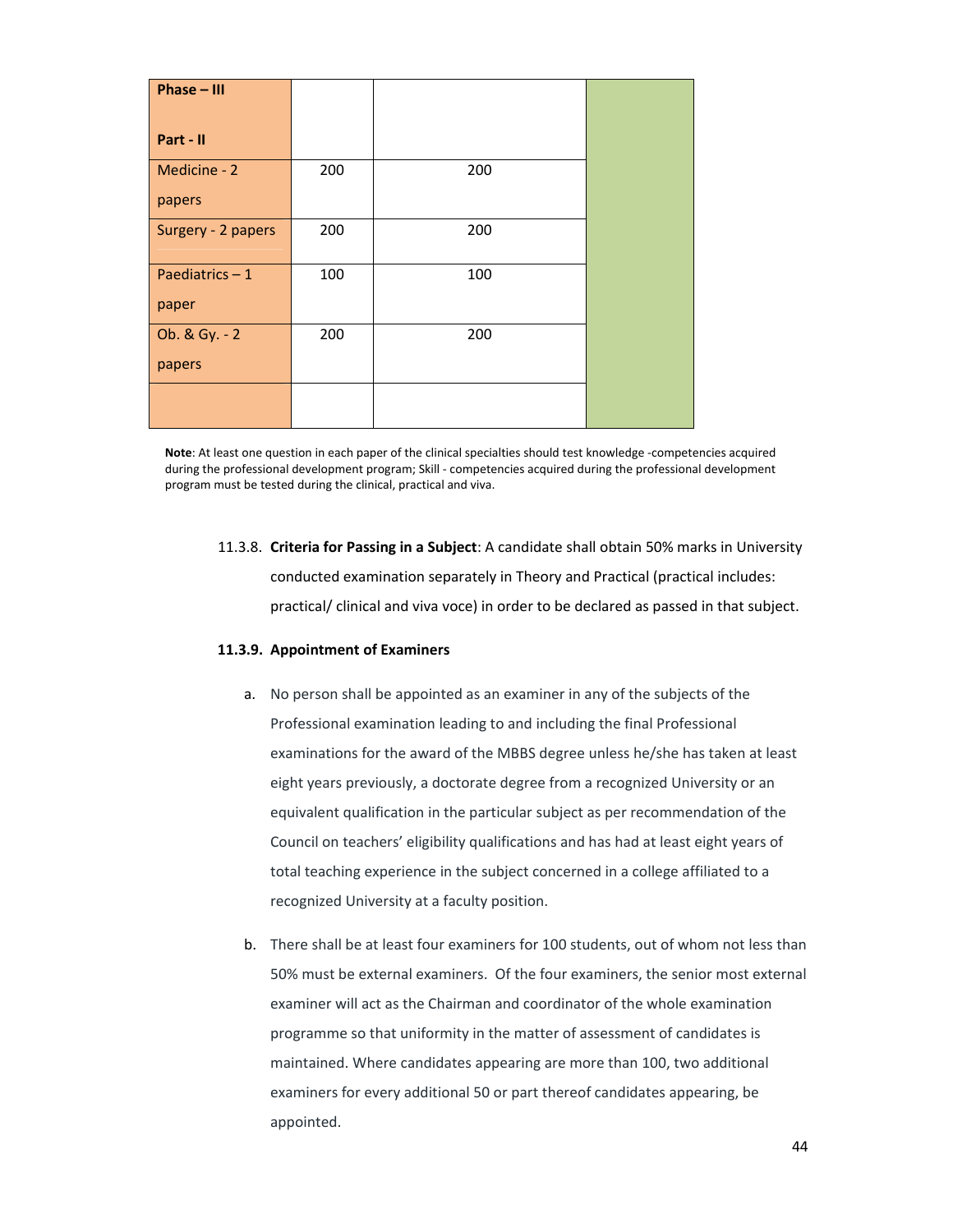| Phase – III<br><br>Part - II | | | |
|---|---|---|---|
| Medicine - 2 papers | 200 | 200 | |
| Surgery - 2 papers | 200 | 200 | |
| Paediatrics – 1 paper | 100 | 100 | |
| Ob. & Gy. - 2 papers | 200 | 200 | |
| | | | |

**Note**: At least one question in each paper of the clinical specialties should test knowledge -competencies acquired during the professional development program; Skill - competencies acquired during the professional development program must be tested during the clinical, practical and viva.

11.3.8. **Criteria for Passing in a Subject**: A candidate shall obtain 50% marks in University conducted examination separately in Theory and Practical (practical includes: practical/ clinical and viva voce) in order to be declared as passed in that subject.

**11.3.9. Appointment of Examiners**

a. No person shall be appointed as an examiner in any of the subjects of the Professional examination leading to and including the final Professional examinations for the award of the MBBS degree unless he/she has taken at least eight years previously, a doctorate degree from a recognized University or an equivalent qualification in the particular subject as per recommendation of the Council on teachers' eligibility qualifications and has had at least eight years of total teaching experience in the subject concerned in a college affiliated to a recognized University at a faculty position.

b. There shall be at least four examiners for 100 students, out of whom not less than 50% must be external examiners. Of the four examiners, the senior most external examiner will act as the Chairman and coordinator of the whole examination programme so that uniformity in the matter of assessment of candidates is maintained. Where candidates appearing are more than 100, two additional examiners for every additional 50 or part thereof candidates appearing, be appointed.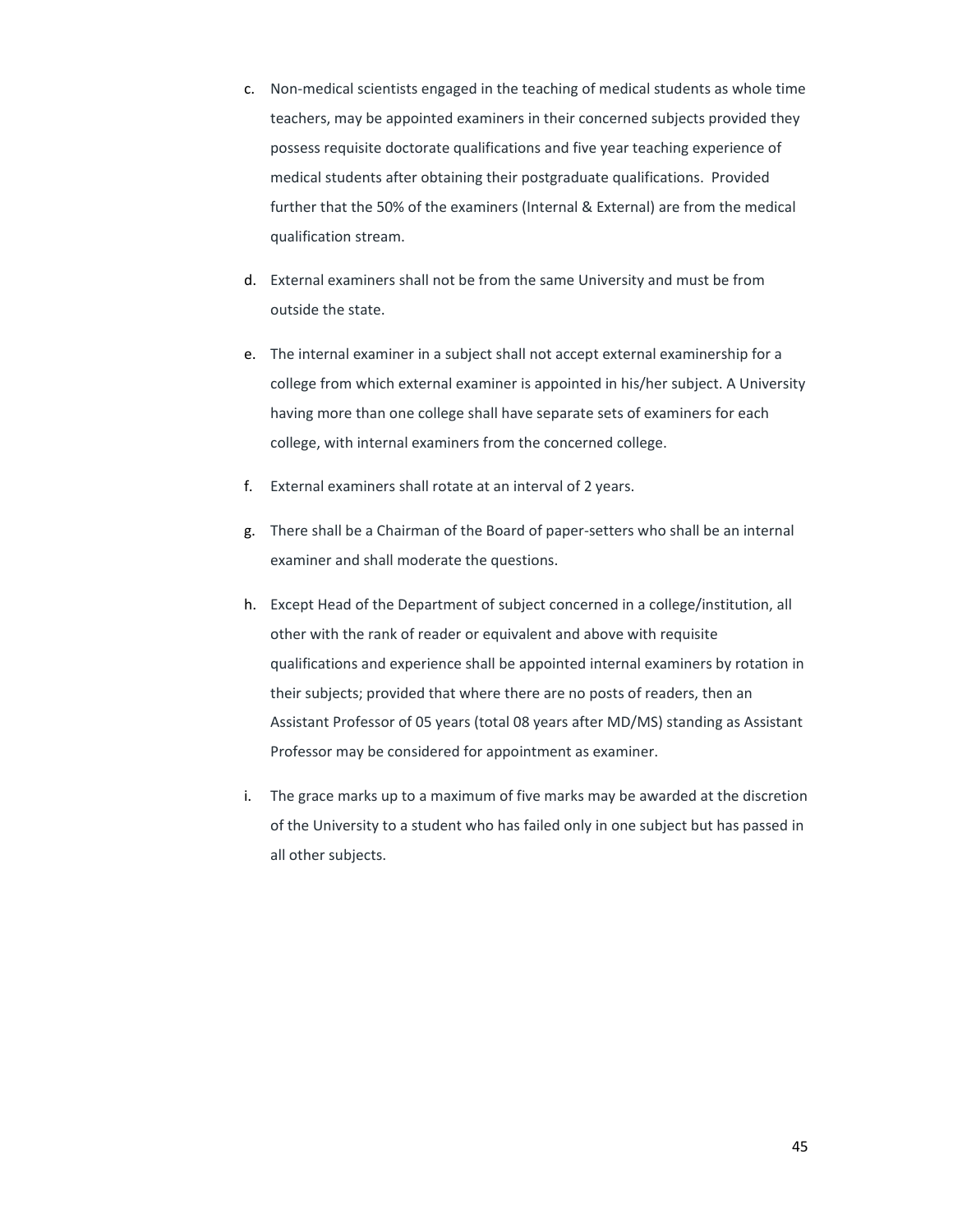c. Non-medical scientists engaged in the teaching of medical students as whole time teachers, may be appointed examiners in their concerned subjects provided they possess requisite doctorate qualifications and five year teaching experience of medical students after obtaining their postgraduate qualifications. Provided further that the 50% of the examiners (Internal & External) are from the medical qualification stream.

d. External examiners shall not be from the same University and must be from outside the state.

e. The internal examiner in a subject shall not accept external examinership for a college from which external examiner is appointed in his/her subject. A University having more than one college shall have separate sets of examiners for each college, with internal examiners from the concerned college.

f. External examiners shall rotate at an interval of 2 years.

g. There shall be a Chairman of the Board of paper-setters who shall be an internal examiner and shall moderate the questions.

h. Except Head of the Department of subject concerned in a college/institution, all other with the rank of reader or equivalent and above with requisite qualifications and experience shall be appointed internal examiners by rotation in their subjects; provided that where there are no posts of readers, then an Assistant Professor of 05 years (total 08 years after MD/MS) standing as Assistant Professor may be considered for appointment as examiner.

i. The grace marks up to a maximum of five marks may be awarded at the discretion of the University to a student who has failed only in one subject but has passed in all other subjects.